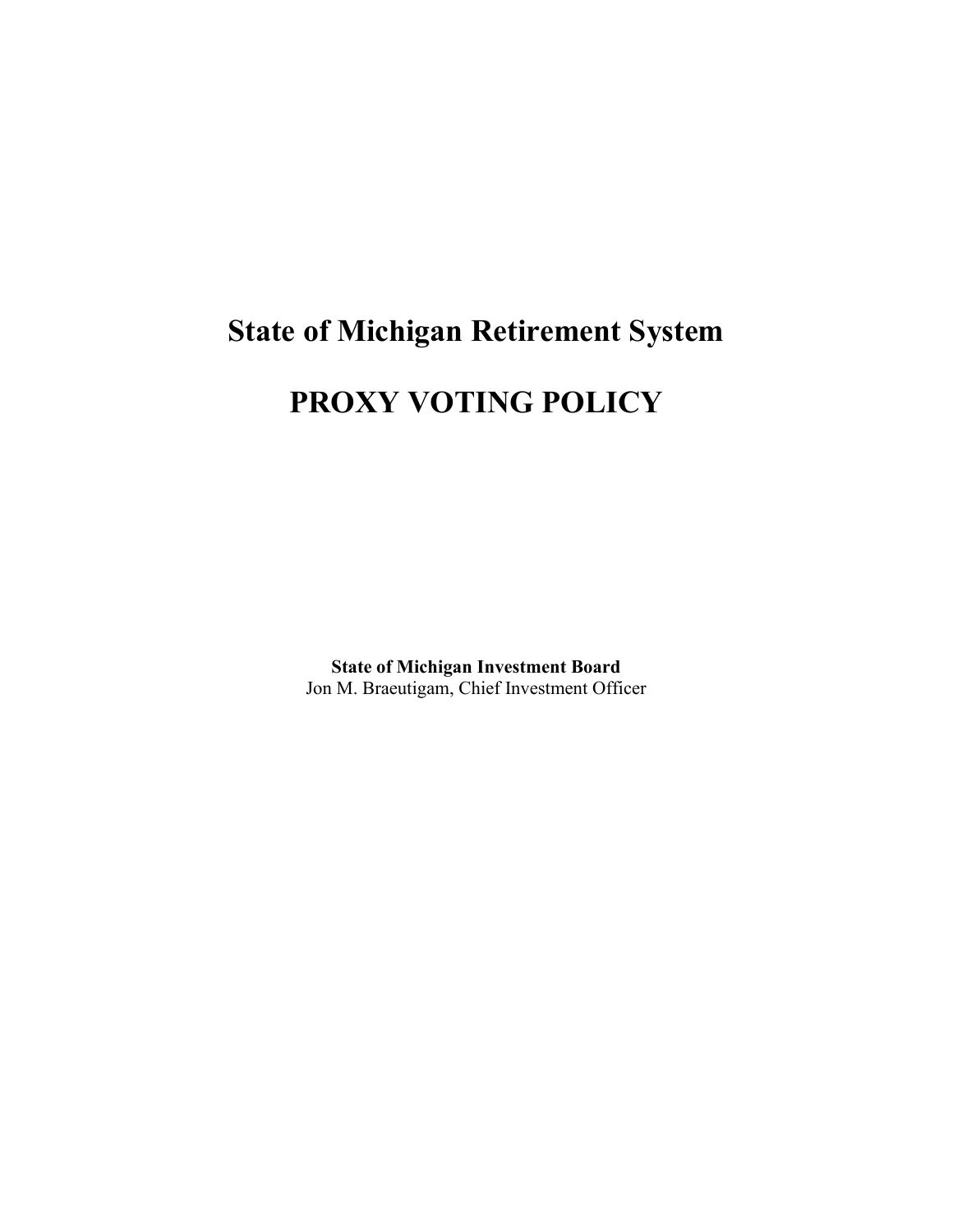# State of Michigan Retirement System

# PROXY VOTING POLICY

**State of Michigan Investment Board**
Jon M. Braeutigam, Chief Investment Officer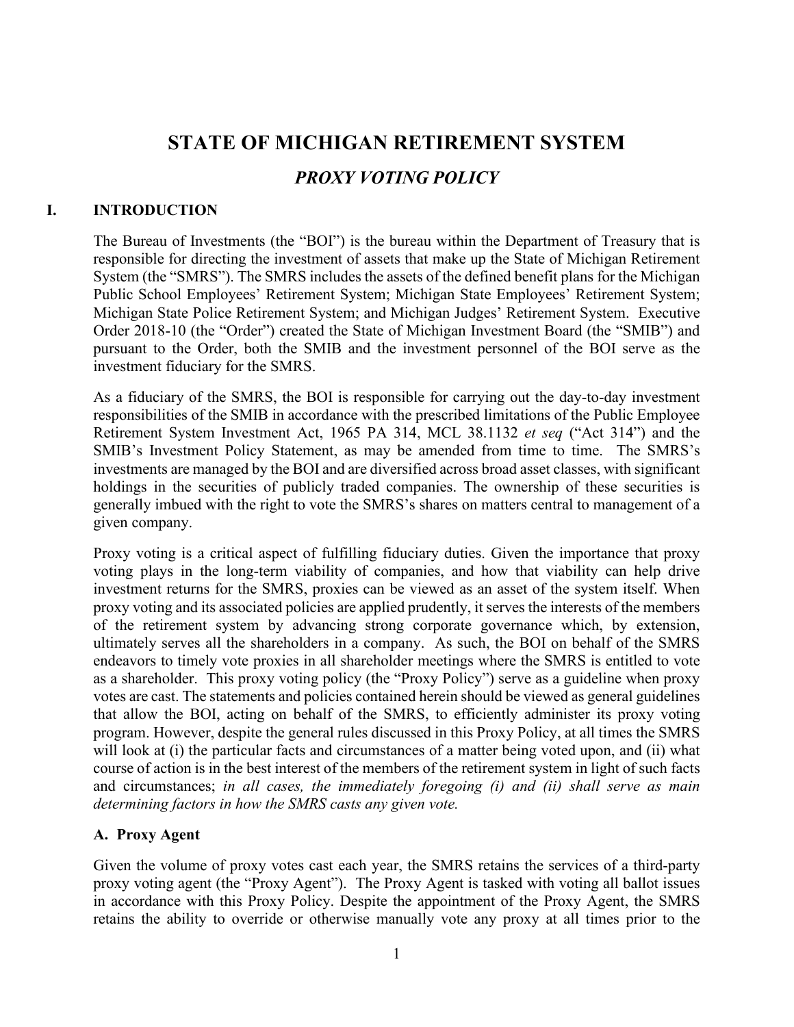# STATE OF MICHIGAN RETIREMENT SYSTEM

## *PROXY VOTING POLICY*

## I. INTRODUCTION

The Bureau of Investments (the "BOI") is the bureau within the Department of Treasury that is responsible for directing the investment of assets that make up the State of Michigan Retirement System (the "SMRS"). The SMRS includes the assets of the defined benefit plans for the Michigan Public School Employees' Retirement System; Michigan State Employees' Retirement System; Michigan State Police Retirement System; and Michigan Judges' Retirement System. Executive Order 2018-10 (the "Order") created the State of Michigan Investment Board (the "SMIB") and pursuant to the Order, both the SMIB and the investment personnel of the BOI serve as the investment fiduciary for the SMRS.

As a fiduciary of the SMRS, the BOI is responsible for carrying out the day-to-day investment responsibilities of the SMIB in accordance with the prescribed limitations of the Public Employee Retirement System Investment Act, 1965 PA 314, MCL 38.1132 *et seq* ("Act 314") and the SMIB's Investment Policy Statement, as may be amended from time to time. The SMRS's investments are managed by the BOI and are diversified across broad asset classes, with significant holdings in the securities of publicly traded companies. The ownership of these securities is generally imbued with the right to vote the SMRS's shares on matters central to management of a given company.

Proxy voting is a critical aspect of fulfilling fiduciary duties. Given the importance that proxy voting plays in the long-term viability of companies, and how that viability can help drive investment returns for the SMRS, proxies can be viewed as an asset of the system itself. When proxy voting and its associated policies are applied prudently, it serves the interests of the members of the retirement system by advancing strong corporate governance which, by extension, ultimately serves all the shareholders in a company. As such, the BOI on behalf of the SMRS endeavors to timely vote proxies in all shareholder meetings where the SMRS is entitled to vote as a shareholder. This proxy voting policy (the "Proxy Policy") serve as a guideline when proxy votes are cast. The statements and policies contained herein should be viewed as general guidelines that allow the BOI, acting on behalf of the SMRS, to efficiently administer its proxy voting program. However, despite the general rules discussed in this Proxy Policy, at all times the SMRS will look at (i) the particular facts and circumstances of a matter being voted upon, and (ii) what course of action is in the best interest of the members of the retirement system in light of such facts and circumstances; *in all cases, the immediately foregoing (i) and (ii) shall serve as main determining factors in how the SMRS casts any given vote.*

### A. Proxy Agent

Given the volume of proxy votes cast each year, the SMRS retains the services of a third-party proxy voting agent (the "Proxy Agent"). The Proxy Agent is tasked with voting all ballot issues in accordance with this Proxy Policy. Despite the appointment of the Proxy Agent, the SMRS retains the ability to override or otherwise manually vote any proxy at all times prior to the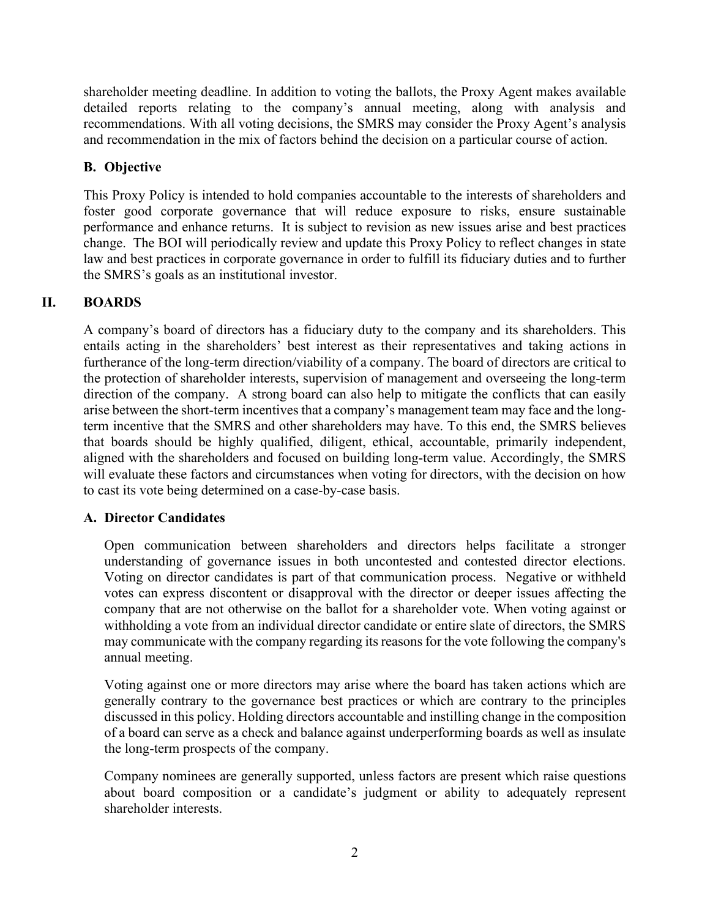shareholder meeting deadline. In addition to voting the ballots, the Proxy Agent makes available detailed reports relating to the company's annual meeting, along with analysis and recommendations. With all voting decisions, the SMRS may consider the Proxy Agent's analysis and recommendation in the mix of factors behind the decision on a particular course of action.

### B. Objective

This Proxy Policy is intended to hold companies accountable to the interests of shareholders and foster good corporate governance that will reduce exposure to risks, ensure sustainable performance and enhance returns. It is subject to revision as new issues arise and best practices change. The BOI will periodically review and update this Proxy Policy to reflect changes in state law and best practices in corporate governance in order to fulfill its fiduciary duties and to further the SMRS's goals as an institutional investor.

## II. BOARDS

A company's board of directors has a fiduciary duty to the company and its shareholders. This entails acting in the shareholders' best interest as their representatives and taking actions in furtherance of the long-term direction/viability of a company. The board of directors are critical to the protection of shareholder interests, supervision of management and overseeing the long-term direction of the company. A strong board can also help to mitigate the conflicts that can easily arise between the short-term incentives that a company's management team may face and the long-term incentive that the SMRS and other shareholders may have. To this end, the SMRS believes that boards should be highly qualified, diligent, ethical, accountable, primarily independent, aligned with the shareholders and focused on building long-term value. Accordingly, the SMRS will evaluate these factors and circumstances when voting for directors, with the decision on how to cast its vote being determined on a case-by-case basis.

### A. Director Candidates

Open communication between shareholders and directors helps facilitate a stronger understanding of governance issues in both uncontested and contested director elections. Voting on director candidates is part of that communication process. Negative or withheld votes can express discontent or disapproval with the director or deeper issues affecting the company that are not otherwise on the ballot for a shareholder vote. When voting against or withholding a vote from an individual director candidate or entire slate of directors, the SMRS may communicate with the company regarding its reasons for the vote following the company's annual meeting.

Voting against one or more directors may arise where the board has taken actions which are generally contrary to the governance best practices or which are contrary to the principles discussed in this policy. Holding directors accountable and instilling change in the composition of a board can serve as a check and balance against underperforming boards as well as insulate the long-term prospects of the company.

Company nominees are generally supported, unless factors are present which raise questions about board composition or a candidate's judgment or ability to adequately represent shareholder interests.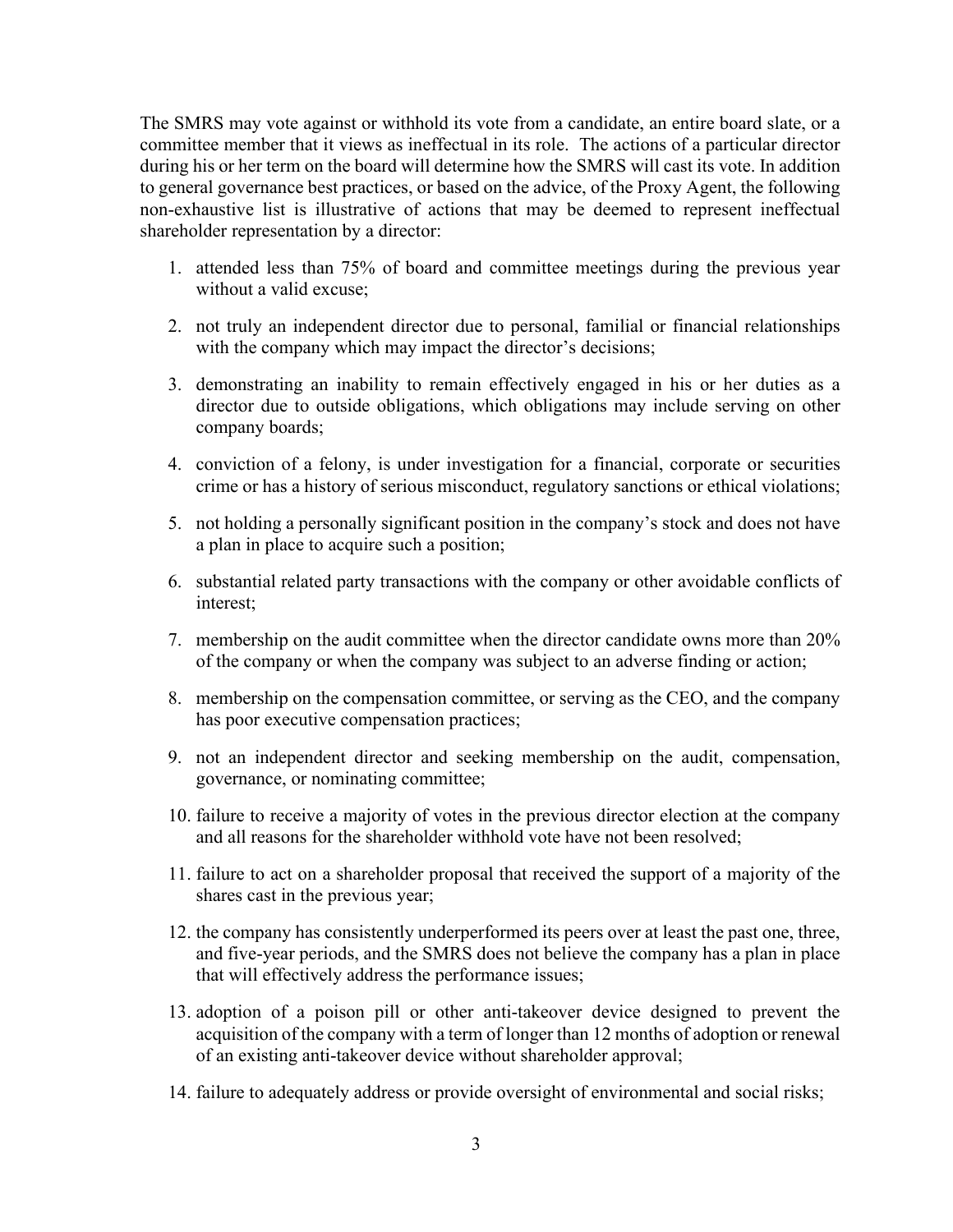The SMRS may vote against or withhold its vote from a candidate, an entire board slate, or a committee member that it views as ineffectual in its role. The actions of a particular director during his or her term on the board will determine how the SMRS will cast its vote. In addition to general governance best practices, or based on the advice, of the Proxy Agent, the following non-exhaustive list is illustrative of actions that may be deemed to represent ineffectual shareholder representation by a director:

1. attended less than 75% of board and committee meetings during the previous year without a valid excuse;
2. not truly an independent director due to personal, familial or financial relationships with the company which may impact the director's decisions;
3. demonstrating an inability to remain effectively engaged in his or her duties as a director due to outside obligations, which obligations may include serving on other company boards;
4. conviction of a felony, is under investigation for a financial, corporate or securities crime or has a history of serious misconduct, regulatory sanctions or ethical violations;
5. not holding a personally significant position in the company's stock and does not have a plan in place to acquire such a position;
6. substantial related party transactions with the company or other avoidable conflicts of interest;
7. membership on the audit committee when the director candidate owns more than 20% of the company or when the company was subject to an adverse finding or action;
8. membership on the compensation committee, or serving as the CEO, and the company has poor executive compensation practices;
9. not an independent director and seeking membership on the audit, compensation, governance, or nominating committee;
10. failure to receive a majority of votes in the previous director election at the company and all reasons for the shareholder withhold vote have not been resolved;
11. failure to act on a shareholder proposal that received the support of a majority of the shares cast in the previous year;
12. the company has consistently underperformed its peers over at least the past one, three, and five-year periods, and the SMRS does not believe the company has a plan in place that will effectively address the performance issues;
13. adoption of a poison pill or other anti-takeover device designed to prevent the acquisition of the company with a term of longer than 12 months of adoption or renewal of an existing anti-takeover device without shareholder approval;
14. failure to adequately address or provide oversight of environmental and social risks;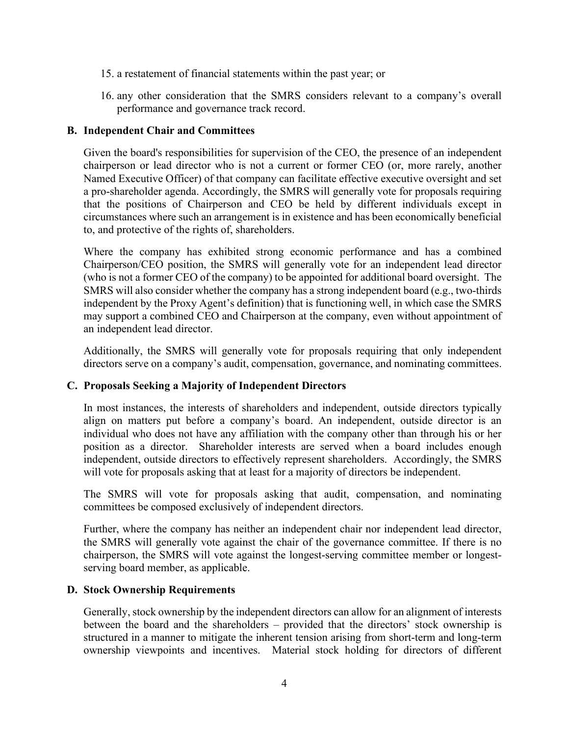15. a restatement of financial statements within the past year; or
16. any other consideration that the SMRS considers relevant to a company's overall performance and governance track record.

### B. Independent Chair and Committees

Given the board's responsibilities for supervision of the CEO, the presence of an independent chairperson or lead director who is not a current or former CEO (or, more rarely, another Named Executive Officer) of that company can facilitate effective executive oversight and set a pro-shareholder agenda. Accordingly, the SMRS will generally vote for proposals requiring that the positions of Chairperson and CEO be held by different individuals except in circumstances where such an arrangement is in existence and has been economically beneficial to, and protective of the rights of, shareholders.

Where the company has exhibited strong economic performance and has a combined Chairperson/CEO position, the SMRS will generally vote for an independent lead director (who is not a former CEO of the company) to be appointed for additional board oversight. The SMRS will also consider whether the company has a strong independent board (e.g., two-thirds independent by the Proxy Agent's definition) that is functioning well, in which case the SMRS may support a combined CEO and Chairperson at the company, even without appointment of an independent lead director.

Additionally, the SMRS will generally vote for proposals requiring that only independent directors serve on a company's audit, compensation, governance, and nominating committees.

### C. Proposals Seeking a Majority of Independent Directors

In most instances, the interests of shareholders and independent, outside directors typically align on matters put before a company's board. An independent, outside director is an individual who does not have any affiliation with the company other than through his or her position as a director. Shareholder interests are served when a board includes enough independent, outside directors to effectively represent shareholders. Accordingly, the SMRS will vote for proposals asking that at least for a majority of directors be independent.

The SMRS will vote for proposals asking that audit, compensation, and nominating committees be composed exclusively of independent directors.

Further, where the company has neither an independent chair nor independent lead director, the SMRS will generally vote against the chair of the governance committee. If there is no chairperson, the SMRS will vote against the longest-serving committee member or longest-serving board member, as applicable.

### D. Stock Ownership Requirements

Generally, stock ownership by the independent directors can allow for an alignment of interests between the board and the shareholders – provided that the directors' stock ownership is structured in a manner to mitigate the inherent tension arising from short-term and long-term ownership viewpoints and incentives. Material stock holding for directors of different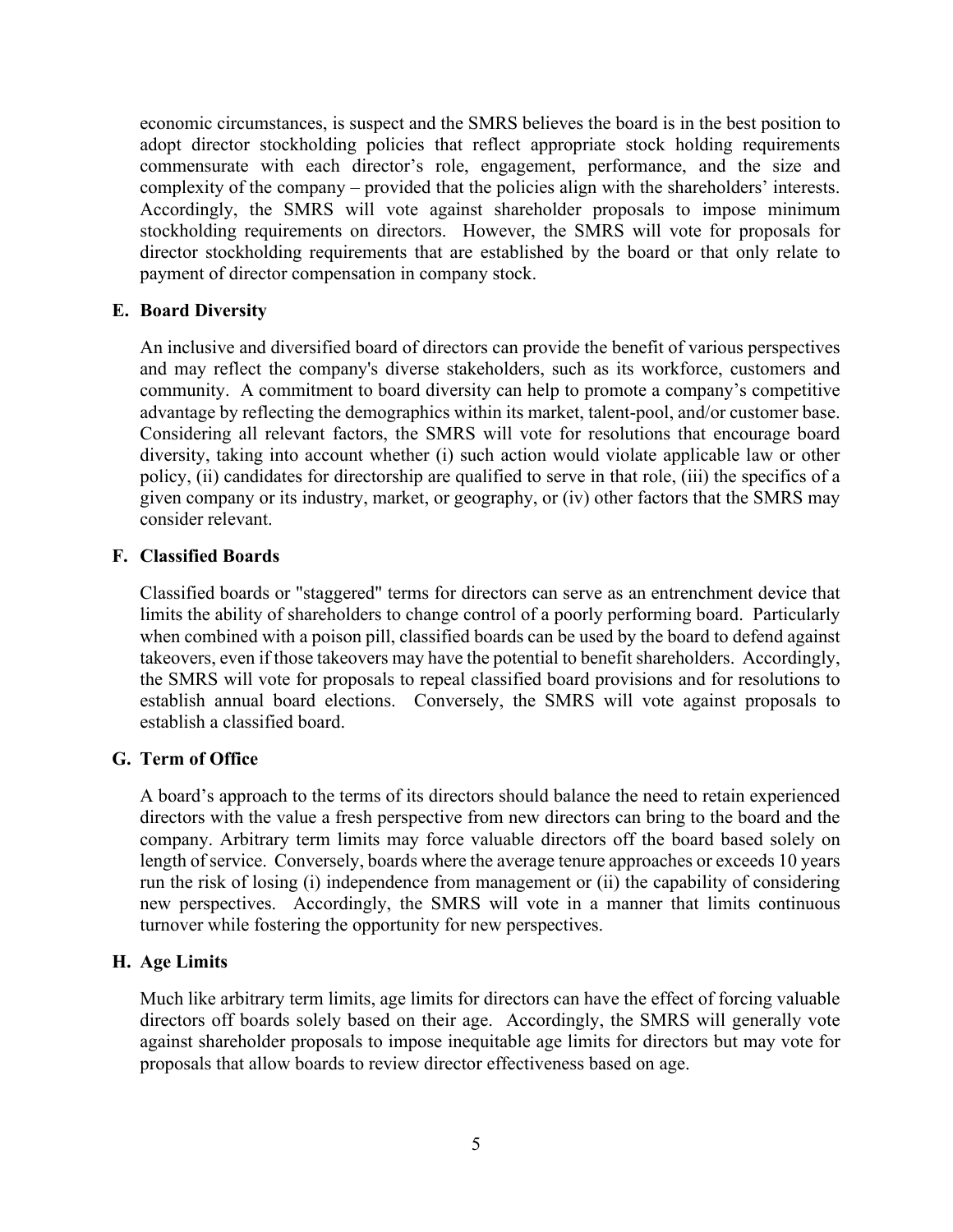economic circumstances, is suspect and the SMRS believes the board is in the best position to adopt director stockholding policies that reflect appropriate stock holding requirements commensurate with each director's role, engagement, performance, and the size and complexity of the company – provided that the policies align with the shareholders' interests. Accordingly, the SMRS will vote against shareholder proposals to impose minimum stockholding requirements on directors. However, the SMRS will vote for proposals for director stockholding requirements that are established by the board or that only relate to payment of director compensation in company stock.

### E. Board Diversity

An inclusive and diversified board of directors can provide the benefit of various perspectives and may reflect the company's diverse stakeholders, such as its workforce, customers and community. A commitment to board diversity can help to promote a company's competitive advantage by reflecting the demographics within its market, talent-pool, and/or customer base. Considering all relevant factors, the SMRS will vote for resolutions that encourage board diversity, taking into account whether (i) such action would violate applicable law or other policy, (ii) candidates for directorship are qualified to serve in that role, (iii) the specifics of a given company or its industry, market, or geography, or (iv) other factors that the SMRS may consider relevant.

### F. Classified Boards

Classified boards or "staggered" terms for directors can serve as an entrenchment device that limits the ability of shareholders to change control of a poorly performing board. Particularly when combined with a poison pill, classified boards can be used by the board to defend against takeovers, even if those takeovers may have the potential to benefit shareholders. Accordingly, the SMRS will vote for proposals to repeal classified board provisions and for resolutions to establish annual board elections. Conversely, the SMRS will vote against proposals to establish a classified board.

### G. Term of Office

A board's approach to the terms of its directors should balance the need to retain experienced directors with the value a fresh perspective from new directors can bring to the board and the company. Arbitrary term limits may force valuable directors off the board based solely on length of service. Conversely, boards where the average tenure approaches or exceeds 10 years run the risk of losing (i) independence from management or (ii) the capability of considering new perspectives. Accordingly, the SMRS will vote in a manner that limits continuous turnover while fostering the opportunity for new perspectives.

### H. Age Limits

Much like arbitrary term limits, age limits for directors can have the effect of forcing valuable directors off boards solely based on their age. Accordingly, the SMRS will generally vote against shareholder proposals to impose inequitable age limits for directors but may vote for proposals that allow boards to review director effectiveness based on age.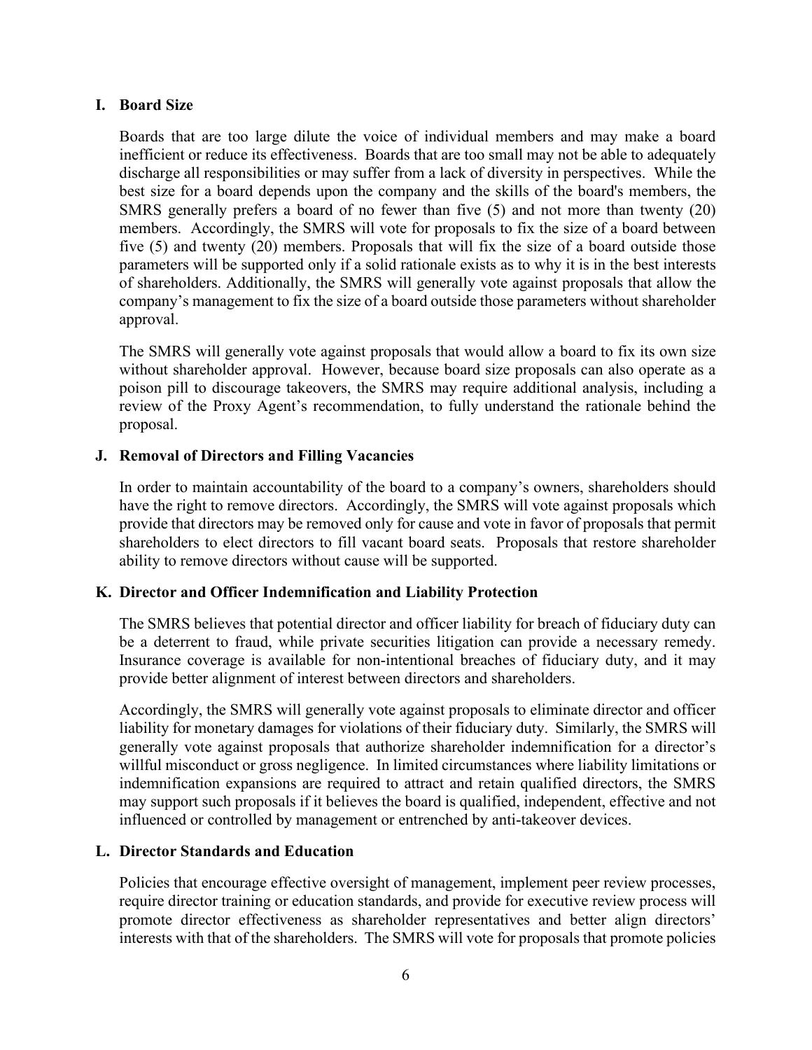## I. Board Size

Boards that are too large dilute the voice of individual members and may make a board inefficient or reduce its effectiveness. Boards that are too small may not be able to adequately discharge all responsibilities or may suffer from a lack of diversity in perspectives. While the best size for a board depends upon the company and the skills of the board's members, the SMRS generally prefers a board of no fewer than five (5) and not more than twenty (20) members. Accordingly, the SMRS will vote for proposals to fix the size of a board between five (5) and twenty (20) members. Proposals that will fix the size of a board outside those parameters will be supported only if a solid rationale exists as to why it is in the best interests of shareholders. Additionally, the SMRS will generally vote against proposals that allow the company's management to fix the size of a board outside those parameters without shareholder approval.

The SMRS will generally vote against proposals that would allow a board to fix its own size without shareholder approval. However, because board size proposals can also operate as a poison pill to discourage takeovers, the SMRS may require additional analysis, including a review of the Proxy Agent's recommendation, to fully understand the rationale behind the proposal.

## J. Removal of Directors and Filling Vacancies

In order to maintain accountability of the board to a company's owners, shareholders should have the right to remove directors. Accordingly, the SMRS will vote against proposals which provide that directors may be removed only for cause and vote in favor of proposals that permit shareholders to elect directors to fill vacant board seats. Proposals that restore shareholder ability to remove directors without cause will be supported.

## K. Director and Officer Indemnification and Liability Protection

The SMRS believes that potential director and officer liability for breach of fiduciary duty can be a deterrent to fraud, while private securities litigation can provide a necessary remedy. Insurance coverage is available for non-intentional breaches of fiduciary duty, and it may provide better alignment of interest between directors and shareholders.

Accordingly, the SMRS will generally vote against proposals to eliminate director and officer liability for monetary damages for violations of their fiduciary duty. Similarly, the SMRS will generally vote against proposals that authorize shareholder indemnification for a director's willful misconduct or gross negligence. In limited circumstances where liability limitations or indemnification expansions are required to attract and retain qualified directors, the SMRS may support such proposals if it believes the board is qualified, independent, effective and not influenced or controlled by management or entrenched by anti-takeover devices.

## L. Director Standards and Education

Policies that encourage effective oversight of management, implement peer review processes, require director training or education standards, and provide for executive review process will promote director effectiveness as shareholder representatives and better align directors' interests with that of the shareholders. The SMRS will vote for proposals that promote policies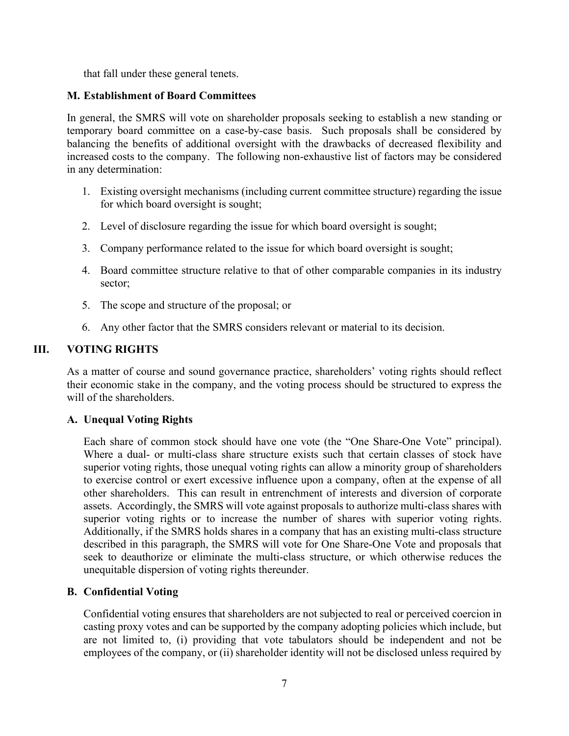that fall under these general tenets.

### M. Establishment of Board Committees

In general, the SMRS will vote on shareholder proposals seeking to establish a new standing or temporary board committee on a case-by-case basis. Such proposals shall be considered by balancing the benefits of additional oversight with the drawbacks of decreased flexibility and increased costs to the company. The following non-exhaustive list of factors may be considered in any determination:

1. Existing oversight mechanisms (including current committee structure) regarding the issue for which board oversight is sought;
2. Level of disclosure regarding the issue for which board oversight is sought;
3. Company performance related to the issue for which board oversight is sought;
4. Board committee structure relative to that of other comparable companies in its industry sector;
5. The scope and structure of the proposal; or
6. Any other factor that the SMRS considers relevant or material to its decision.

## III. VOTING RIGHTS

As a matter of course and sound governance practice, shareholders' voting rights should reflect their economic stake in the company, and the voting process should be structured to express the will of the shareholders.

### A. Unequal Voting Rights

Each share of common stock should have one vote (the "One Share-One Vote" principal). Where a dual- or multi-class share structure exists such that certain classes of stock have superior voting rights, those unequal voting rights can allow a minority group of shareholders to exercise control or exert excessive influence upon a company, often at the expense of all other shareholders. This can result in entrenchment of interests and diversion of corporate assets. Accordingly, the SMRS will vote against proposals to authorize multi-class shares with superior voting rights or to increase the number of shares with superior voting rights. Additionally, if the SMRS holds shares in a company that has an existing multi-class structure described in this paragraph, the SMRS will vote for One Share-One Vote and proposals that seek to deauthorize or eliminate the multi-class structure, or which otherwise reduces the unequitable dispersion of voting rights thereunder.

### B. Confidential Voting

Confidential voting ensures that shareholders are not subjected to real or perceived coercion in casting proxy votes and can be supported by the company adopting policies which include, but are not limited to, (i) providing that vote tabulators should be independent and not be employees of the company, or (ii) shareholder identity will not be disclosed unless required by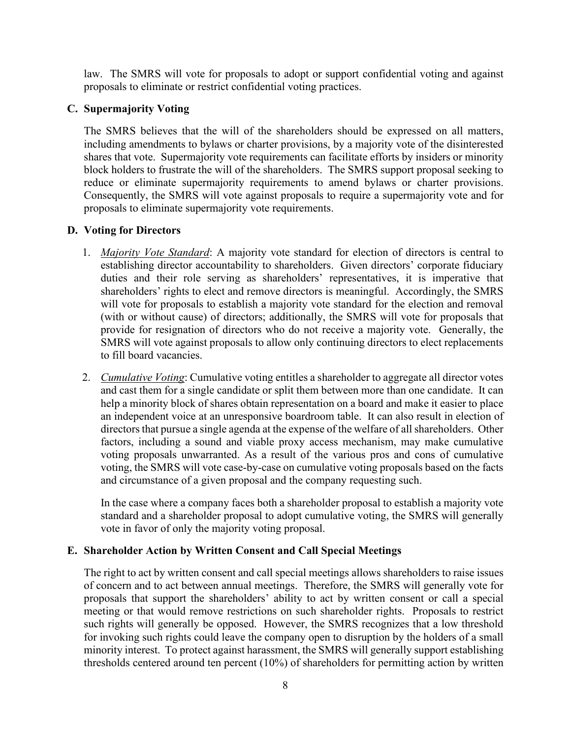law. The SMRS will vote for proposals to adopt or support confidential voting and against proposals to eliminate or restrict confidential voting practices.

### C. Supermajority Voting

The SMRS believes that the will of the shareholders should be expressed on all matters, including amendments to bylaws or charter provisions, by a majority vote of the disinterested shares that vote. Supermajority vote requirements can facilitate efforts by insiders or minority block holders to frustrate the will of the shareholders. The SMRS support proposal seeking to reduce or eliminate supermajority requirements to amend bylaws or charter provisions. Consequently, the SMRS will vote against proposals to require a supermajority vote and for proposals to eliminate supermajority vote requirements.

### D. Voting for Directors

1. *Majority Vote Standard*: A majority vote standard for election of directors is central to establishing director accountability to shareholders. Given directors' corporate fiduciary duties and their role serving as shareholders' representatives, it is imperative that shareholders' rights to elect and remove directors is meaningful. Accordingly, the SMRS will vote for proposals to establish a majority vote standard for the election and removal (with or without cause) of directors; additionally, the SMRS will vote for proposals that provide for resignation of directors who do not receive a majority vote. Generally, the SMRS will vote against proposals to allow only continuing directors to elect replacements to fill board vacancies.

2. *Cumulative Voting*: Cumulative voting entitles a shareholder to aggregate all director votes and cast them for a single candidate or split them between more than one candidate. It can help a minority block of shares obtain representation on a board and make it easier to place an independent voice at an unresponsive boardroom table. It can also result in election of directors that pursue a single agenda at the expense of the welfare of all shareholders. Other factors, including a sound and viable proxy access mechanism, may make cumulative voting proposals unwarranted. As a result of the various pros and cons of cumulative voting, the SMRS will vote case-by-case on cumulative voting proposals based on the facts and circumstance of a given proposal and the company requesting such.

   In the case where a company faces both a shareholder proposal to establish a majority vote standard and a shareholder proposal to adopt cumulative voting, the SMRS will generally vote in favor of only the majority voting proposal.

### E. Shareholder Action by Written Consent and Call Special Meetings

The right to act by written consent and call special meetings allows shareholders to raise issues of concern and to act between annual meetings. Therefore, the SMRS will generally vote for proposals that support the shareholders' ability to act by written consent or call a special meeting or that would remove restrictions on such shareholder rights. Proposals to restrict such rights will generally be opposed. However, the SMRS recognizes that a low threshold for invoking such rights could leave the company open to disruption by the holders of a small minority interest. To protect against harassment, the SMRS will generally support establishing thresholds centered around ten percent (10%) of shareholders for permitting action by written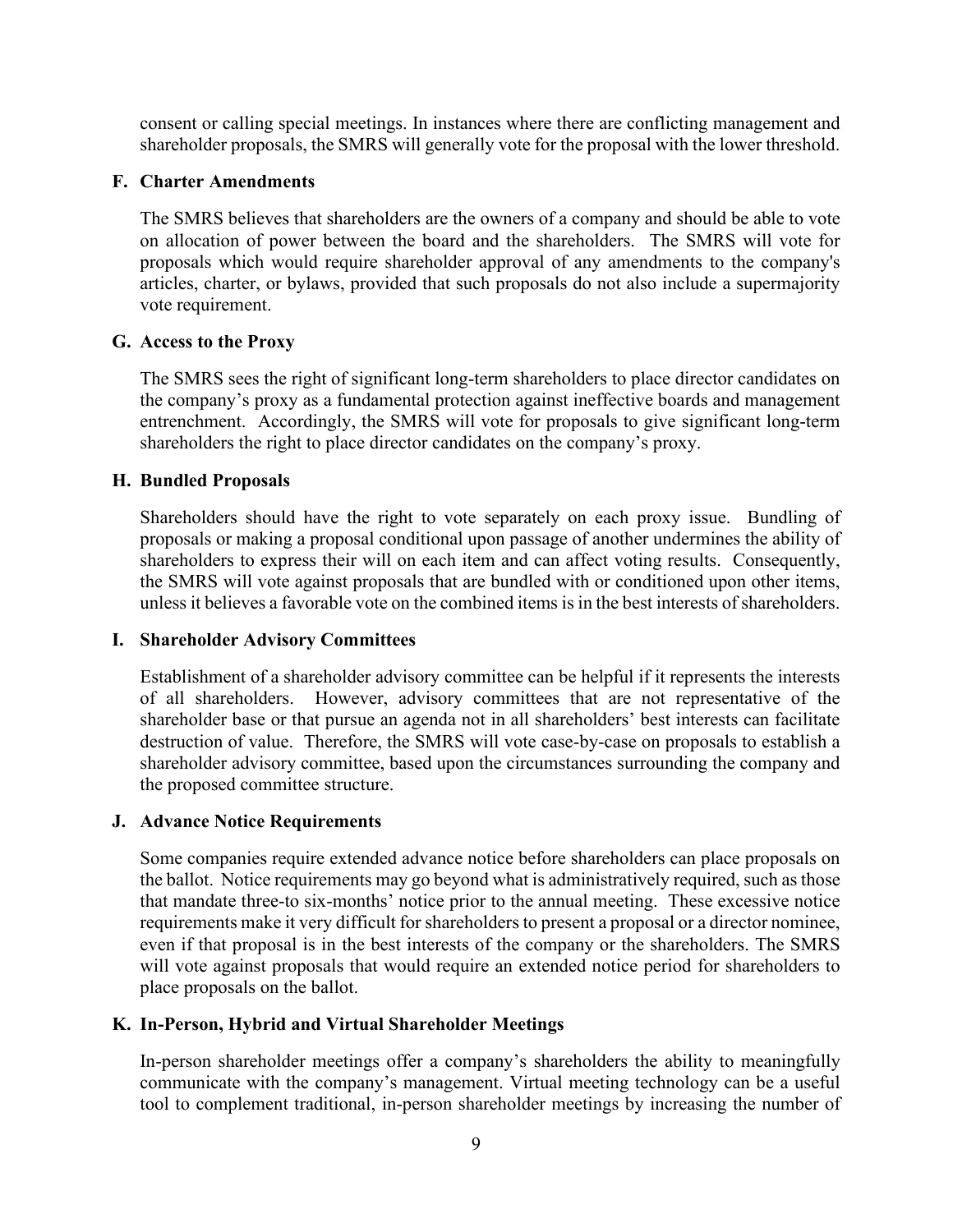consent or calling special meetings. In instances where there are conflicting management and shareholder proposals, the SMRS will generally vote for the proposal with the lower threshold.

### F. Charter Amendments

The SMRS believes that shareholders are the owners of a company and should be able to vote on allocation of power between the board and the shareholders. The SMRS will vote for proposals which would require shareholder approval of any amendments to the company's articles, charter, or bylaws, provided that such proposals do not also include a supermajority vote requirement.

### G. Access to the Proxy

The SMRS sees the right of significant long-term shareholders to place director candidates on the company's proxy as a fundamental protection against ineffective boards and management entrenchment. Accordingly, the SMRS will vote for proposals to give significant long-term shareholders the right to place director candidates on the company's proxy.

### H. Bundled Proposals

Shareholders should have the right to vote separately on each proxy issue. Bundling of proposals or making a proposal conditional upon passage of another undermines the ability of shareholders to express their will on each item and can affect voting results. Consequently, the SMRS will vote against proposals that are bundled with or conditioned upon other items, unless it believes a favorable vote on the combined items is in the best interests of shareholders.

### I. Shareholder Advisory Committees

Establishment of a shareholder advisory committee can be helpful if it represents the interests of all shareholders. However, advisory committees that are not representative of the shareholder base or that pursue an agenda not in all shareholders' best interests can facilitate destruction of value. Therefore, the SMRS will vote case-by-case on proposals to establish a shareholder advisory committee, based upon the circumstances surrounding the company and the proposed committee structure.

### J. Advance Notice Requirements

Some companies require extended advance notice before shareholders can place proposals on the ballot. Notice requirements may go beyond what is administratively required, such as those that mandate three-to six-months' notice prior to the annual meeting. These excessive notice requirements make it very difficult for shareholders to present a proposal or a director nominee, even if that proposal is in the best interests of the company or the shareholders. The SMRS will vote against proposals that would require an extended notice period for shareholders to place proposals on the ballot.

### K. In-Person, Hybrid and Virtual Shareholder Meetings

In-person shareholder meetings offer a company's shareholders the ability to meaningfully communicate with the company's management. Virtual meeting technology can be a useful tool to complement traditional, in-person shareholder meetings by increasing the number of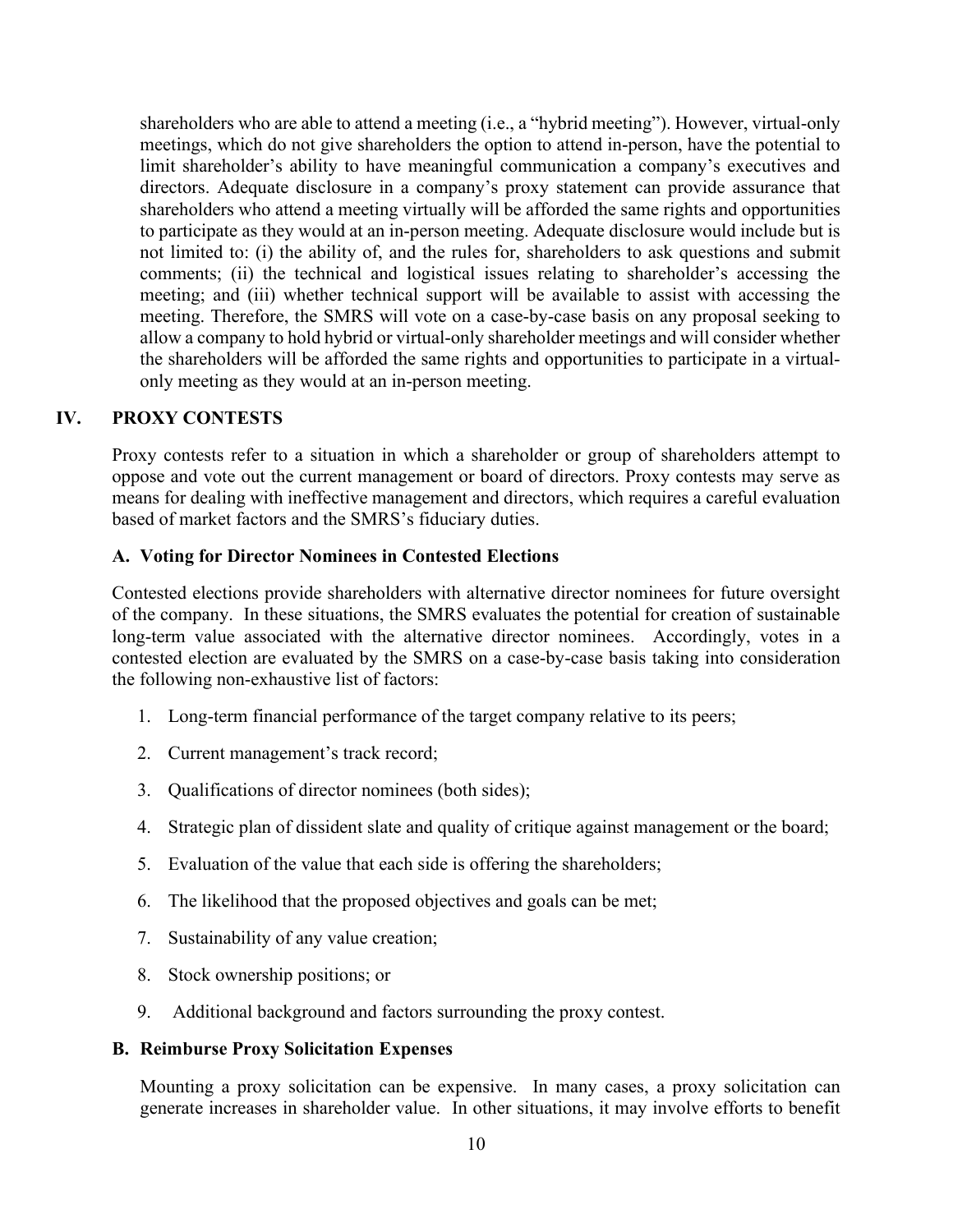shareholders who are able to attend a meeting (i.e., a "hybrid meeting"). However, virtual-only meetings, which do not give shareholders the option to attend in-person, have the potential to limit shareholder's ability to have meaningful communication a company's executives and directors. Adequate disclosure in a company's proxy statement can provide assurance that shareholders who attend a meeting virtually will be afforded the same rights and opportunities to participate as they would at an in-person meeting. Adequate disclosure would include but is not limited to: (i) the ability of, and the rules for, shareholders to ask questions and submit comments; (ii) the technical and logistical issues relating to shareholder's accessing the meeting; and (iii) whether technical support will be available to assist with accessing the meeting. Therefore, the SMRS will vote on a case-by-case basis on any proposal seeking to allow a company to hold hybrid or virtual-only shareholder meetings and will consider whether the shareholders will be afforded the same rights and opportunities to participate in a virtual-only meeting as they would at an in-person meeting.

## IV. PROXY CONTESTS

Proxy contests refer to a situation in which a shareholder or group of shareholders attempt to oppose and vote out the current management or board of directors. Proxy contests may serve as means for dealing with ineffective management and directors, which requires a careful evaluation based of market factors and the SMRS's fiduciary duties.

### A. Voting for Director Nominees in Contested Elections

Contested elections provide shareholders with alternative director nominees for future oversight of the company. In these situations, the SMRS evaluates the potential for creation of sustainable long-term value associated with the alternative director nominees. Accordingly, votes in a contested election are evaluated by the SMRS on a case-by-case basis taking into consideration the following non-exhaustive list of factors:

1. Long-term financial performance of the target company relative to its peers;
2. Current management's track record;
3. Qualifications of director nominees (both sides);
4. Strategic plan of dissident slate and quality of critique against management or the board;
5. Evaluation of the value that each side is offering the shareholders;
6. The likelihood that the proposed objectives and goals can be met;
7. Sustainability of any value creation;
8. Stock ownership positions; or
9. Additional background and factors surrounding the proxy contest.

### B. Reimburse Proxy Solicitation Expenses

Mounting a proxy solicitation can be expensive. In many cases, a proxy solicitation can generate increases in shareholder value. In other situations, it may involve efforts to benefit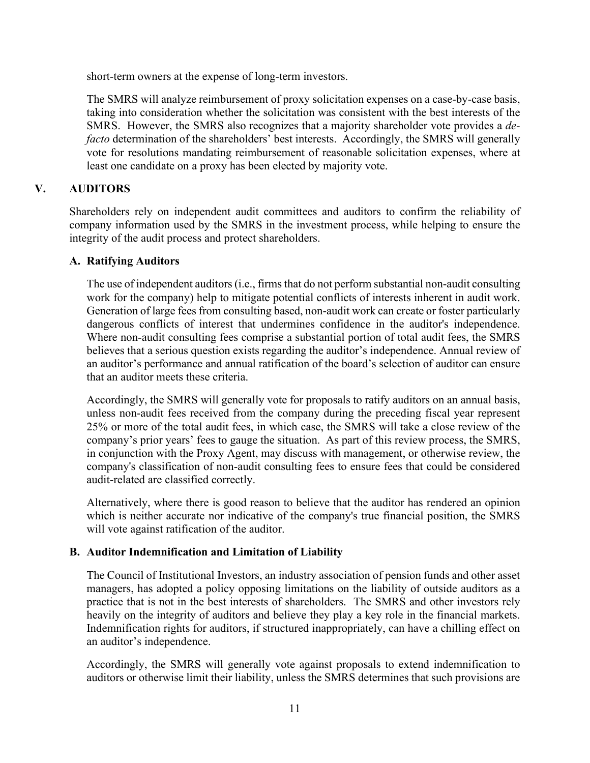short-term owners at the expense of long-term investors.

The SMRS will analyze reimbursement of proxy solicitation expenses on a case-by-case basis, taking into consideration whether the solicitation was consistent with the best interests of the SMRS. However, the SMRS also recognizes that a majority shareholder vote provides a *de-facto* determination of the shareholders' best interests. Accordingly, the SMRS will generally vote for resolutions mandating reimbursement of reasonable solicitation expenses, where at least one candidate on a proxy has been elected by majority vote.

## V. AUDITORS

Shareholders rely on independent audit committees and auditors to confirm the reliability of company information used by the SMRS in the investment process, while helping to ensure the integrity of the audit process and protect shareholders.

### A. Ratifying Auditors

The use of independent auditors (i.e., firms that do not perform substantial non-audit consulting work for the company) help to mitigate potential conflicts of interests inherent in audit work. Generation of large fees from consulting based, non-audit work can create or foster particularly dangerous conflicts of interest that undermines confidence in the auditor's independence. Where non-audit consulting fees comprise a substantial portion of total audit fees, the SMRS believes that a serious question exists regarding the auditor's independence. Annual review of an auditor's performance and annual ratification of the board's selection of auditor can ensure that an auditor meets these criteria.

Accordingly, the SMRS will generally vote for proposals to ratify auditors on an annual basis, unless non-audit fees received from the company during the preceding fiscal year represent 25% or more of the total audit fees, in which case, the SMRS will take a close review of the company's prior years' fees to gauge the situation. As part of this review process, the SMRS, in conjunction with the Proxy Agent, may discuss with management, or otherwise review, the company's classification of non-audit consulting fees to ensure fees that could be considered audit-related are classified correctly.

Alternatively, where there is good reason to believe that the auditor has rendered an opinion which is neither accurate nor indicative of the company's true financial position, the SMRS will vote against ratification of the auditor.

### B. Auditor Indemnification and Limitation of Liability

The Council of Institutional Investors, an industry association of pension funds and other asset managers, has adopted a policy opposing limitations on the liability of outside auditors as a practice that is not in the best interests of shareholders. The SMRS and other investors rely heavily on the integrity of auditors and believe they play a key role in the financial markets. Indemnification rights for auditors, if structured inappropriately, can have a chilling effect on an auditor's independence.

Accordingly, the SMRS will generally vote against proposals to extend indemnification to auditors or otherwise limit their liability, unless the SMRS determines that such provisions are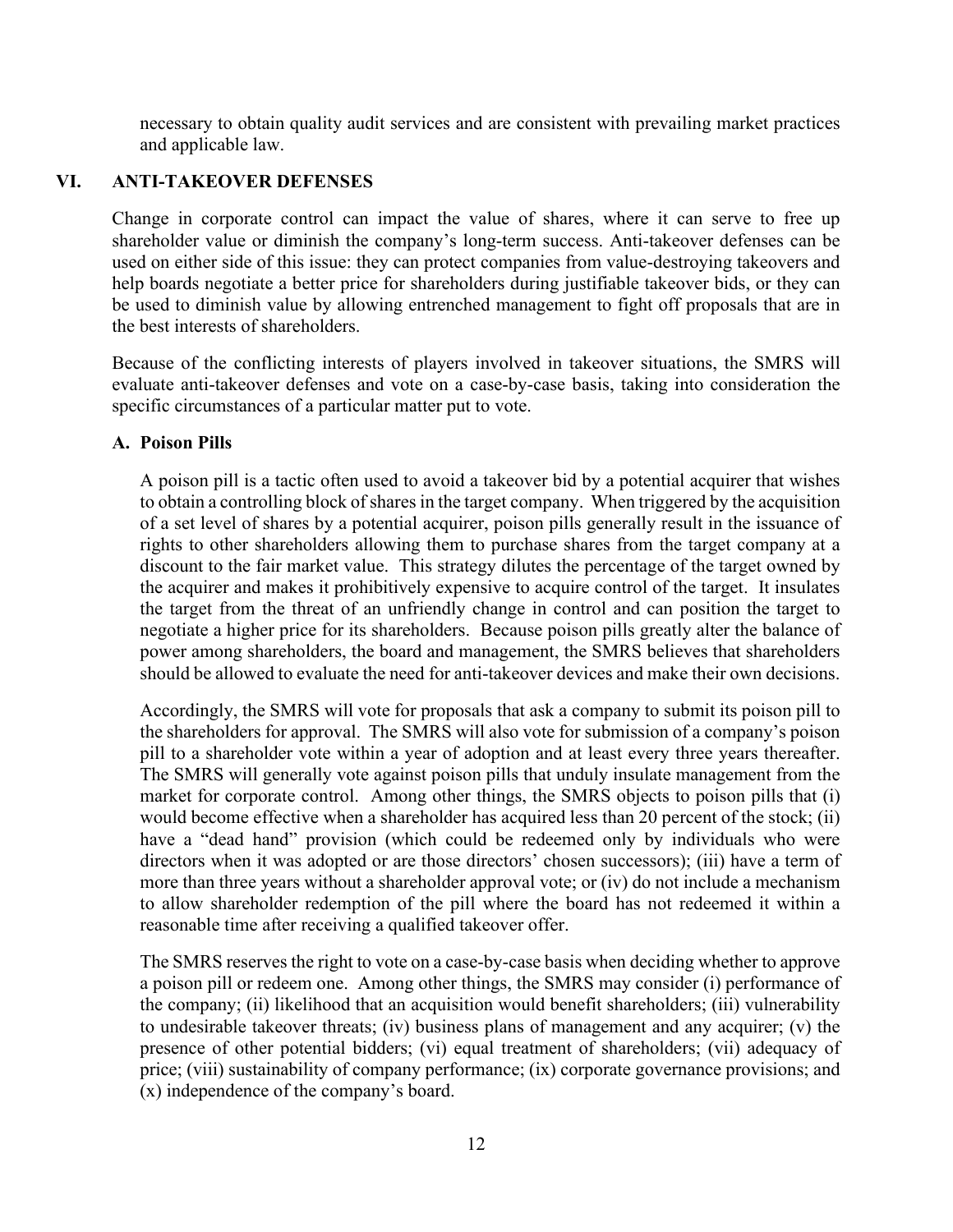necessary to obtain quality audit services and are consistent with prevailing market practices and applicable law.

## VI. ANTI-TAKEOVER DEFENSES

Change in corporate control can impact the value of shares, where it can serve to free up shareholder value or diminish the company's long-term success. Anti-takeover defenses can be used on either side of this issue: they can protect companies from value-destroying takeovers and help boards negotiate a better price for shareholders during justifiable takeover bids, or they can be used to diminish value by allowing entrenched management to fight off proposals that are in the best interests of shareholders.

Because of the conflicting interests of players involved in takeover situations, the SMRS will evaluate anti-takeover defenses and vote on a case-by-case basis, taking into consideration the specific circumstances of a particular matter put to vote.

### A. Poison Pills

A poison pill is a tactic often used to avoid a takeover bid by a potential acquirer that wishes to obtain a controlling block of shares in the target company. When triggered by the acquisition of a set level of shares by a potential acquirer, poison pills generally result in the issuance of rights to other shareholders allowing them to purchase shares from the target company at a discount to the fair market value. This strategy dilutes the percentage of the target owned by the acquirer and makes it prohibitively expensive to acquire control of the target. It insulates the target from the threat of an unfriendly change in control and can position the target to negotiate a higher price for its shareholders. Because poison pills greatly alter the balance of power among shareholders, the board and management, the SMRS believes that shareholders should be allowed to evaluate the need for anti-takeover devices and make their own decisions.

Accordingly, the SMRS will vote for proposals that ask a company to submit its poison pill to the shareholders for approval. The SMRS will also vote for submission of a company's poison pill to a shareholder vote within a year of adoption and at least every three years thereafter. The SMRS will generally vote against poison pills that unduly insulate management from the market for corporate control. Among other things, the SMRS objects to poison pills that (i) would become effective when a shareholder has acquired less than 20 percent of the stock; (ii) have a "dead hand" provision (which could be redeemed only by individuals who were directors when it was adopted or are those directors' chosen successors); (iii) have a term of more than three years without a shareholder approval vote; or (iv) do not include a mechanism to allow shareholder redemption of the pill where the board has not redeemed it within a reasonable time after receiving a qualified takeover offer.

The SMRS reserves the right to vote on a case-by-case basis when deciding whether to approve a poison pill or redeem one. Among other things, the SMRS may consider (i) performance of the company; (ii) likelihood that an acquisition would benefit shareholders; (iii) vulnerability to undesirable takeover threats; (iv) business plans of management and any acquirer; (v) the presence of other potential bidders; (vi) equal treatment of shareholders; (vii) adequacy of price; (viii) sustainability of company performance; (ix) corporate governance provisions; and (x) independence of the company's board.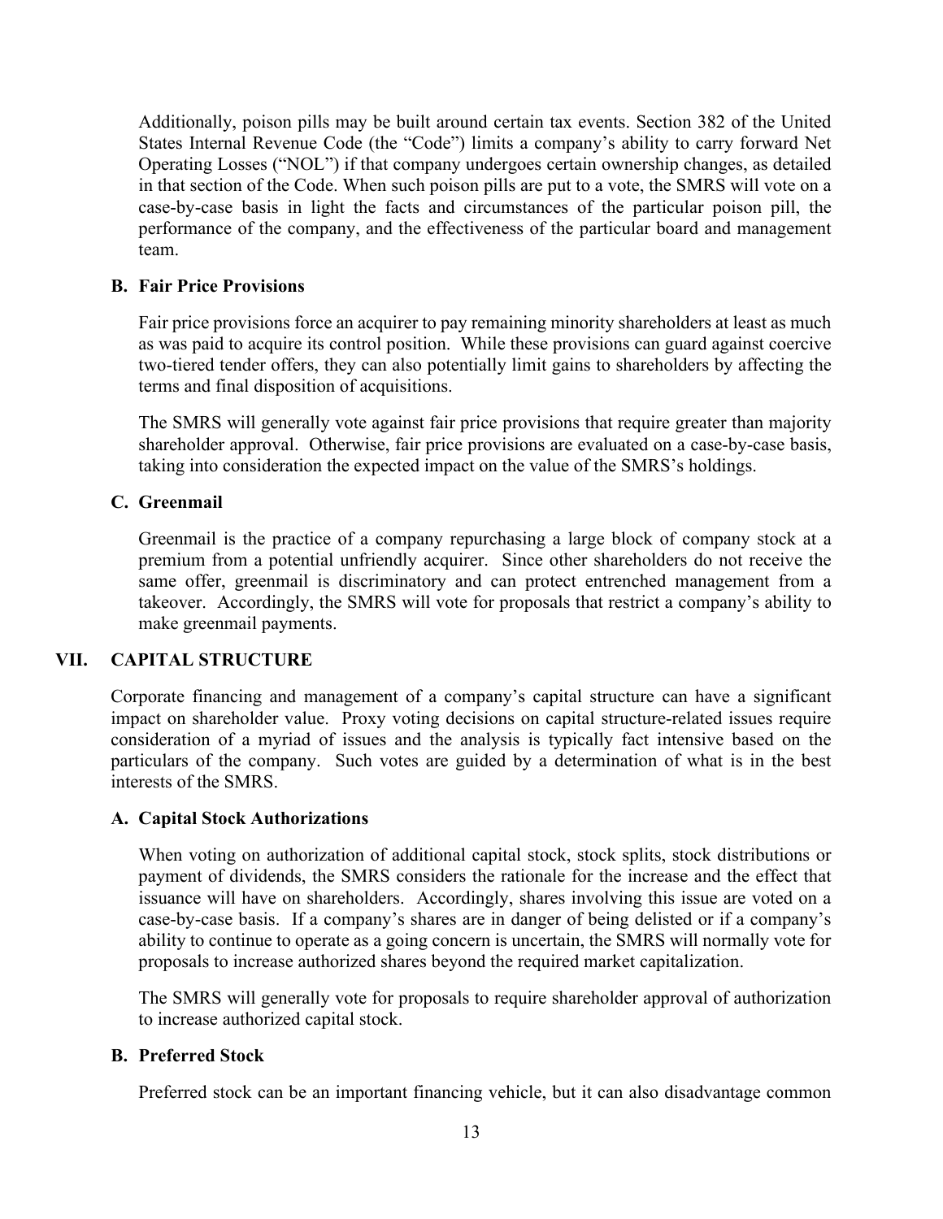Additionally, poison pills may be built around certain tax events. Section 382 of the United States Internal Revenue Code (the "Code") limits a company's ability to carry forward Net Operating Losses ("NOL") if that company undergoes certain ownership changes, as detailed in that section of the Code. When such poison pills are put to a vote, the SMRS will vote on a case-by-case basis in light the facts and circumstances of the particular poison pill, the performance of the company, and the effectiveness of the particular board and management team.

### B. Fair Price Provisions

Fair price provisions force an acquirer to pay remaining minority shareholders at least as much as was paid to acquire its control position. While these provisions can guard against coercive two-tiered tender offers, they can also potentially limit gains to shareholders by affecting the terms and final disposition of acquisitions.

The SMRS will generally vote against fair price provisions that require greater than majority shareholder approval. Otherwise, fair price provisions are evaluated on a case-by-case basis, taking into consideration the expected impact on the value of the SMRS's holdings.

### C. Greenmail

Greenmail is the practice of a company repurchasing a large block of company stock at a premium from a potential unfriendly acquirer. Since other shareholders do not receive the same offer, greenmail is discriminatory and can protect entrenched management from a takeover. Accordingly, the SMRS will vote for proposals that restrict a company's ability to make greenmail payments.

## VII. CAPITAL STRUCTURE

Corporate financing and management of a company's capital structure can have a significant impact on shareholder value. Proxy voting decisions on capital structure-related issues require consideration of a myriad of issues and the analysis is typically fact intensive based on the particulars of the company. Such votes are guided by a determination of what is in the best interests of the SMRS.

### A. Capital Stock Authorizations

When voting on authorization of additional capital stock, stock splits, stock distributions or payment of dividends, the SMRS considers the rationale for the increase and the effect that issuance will have on shareholders. Accordingly, shares involving this issue are voted on a case-by-case basis. If a company's shares are in danger of being delisted or if a company's ability to continue to operate as a going concern is uncertain, the SMRS will normally vote for proposals to increase authorized shares beyond the required market capitalization.

The SMRS will generally vote for proposals to require shareholder approval of authorization to increase authorized capital stock.

### B. Preferred Stock

Preferred stock can be an important financing vehicle, but it can also disadvantage common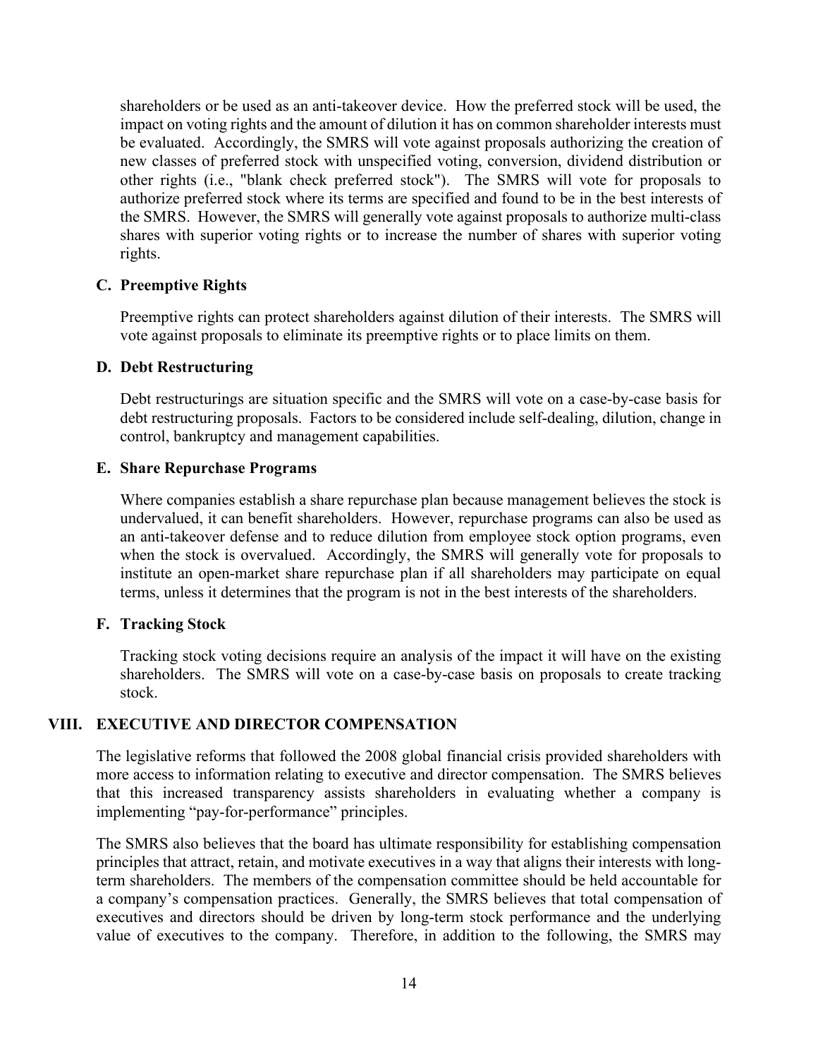shareholders or be used as an anti-takeover device. How the preferred stock will be used, the impact on voting rights and the amount of dilution it has on common shareholder interests must be evaluated. Accordingly, the SMRS will vote against proposals authorizing the creation of new classes of preferred stock with unspecified voting, conversion, dividend distribution or other rights (i.e., "blank check preferred stock"). The SMRS will vote for proposals to authorize preferred stock where its terms are specified and found to be in the best interests of the SMRS. However, the SMRS will generally vote against proposals to authorize multi-class shares with superior voting rights or to increase the number of shares with superior voting rights.

### C. Preemptive Rights

Preemptive rights can protect shareholders against dilution of their interests. The SMRS will vote against proposals to eliminate its preemptive rights or to place limits on them.

### D. Debt Restructuring

Debt restructurings are situation specific and the SMRS will vote on a case-by-case basis for debt restructuring proposals. Factors to be considered include self-dealing, dilution, change in control, bankruptcy and management capabilities.

### E. Share Repurchase Programs

Where companies establish a share repurchase plan because management believes the stock is undervalued, it can benefit shareholders. However, repurchase programs can also be used as an anti-takeover defense and to reduce dilution from employee stock option programs, even when the stock is overvalued. Accordingly, the SMRS will generally vote for proposals to institute an open-market share repurchase plan if all shareholders may participate on equal terms, unless it determines that the program is not in the best interests of the shareholders.

### F. Tracking Stock

Tracking stock voting decisions require an analysis of the impact it will have on the existing shareholders. The SMRS will vote on a case-by-case basis on proposals to create tracking stock.

## VIII. EXECUTIVE AND DIRECTOR COMPENSATION

The legislative reforms that followed the 2008 global financial crisis provided shareholders with more access to information relating to executive and director compensation. The SMRS believes that this increased transparency assists shareholders in evaluating whether a company is implementing "pay-for-performance" principles.

The SMRS also believes that the board has ultimate responsibility for establishing compensation principles that attract, retain, and motivate executives in a way that aligns their interests with long-term shareholders. The members of the compensation committee should be held accountable for a company's compensation practices. Generally, the SMRS believes that total compensation of executives and directors should be driven by long-term stock performance and the underlying value of executives to the company. Therefore, in addition to the following, the SMRS may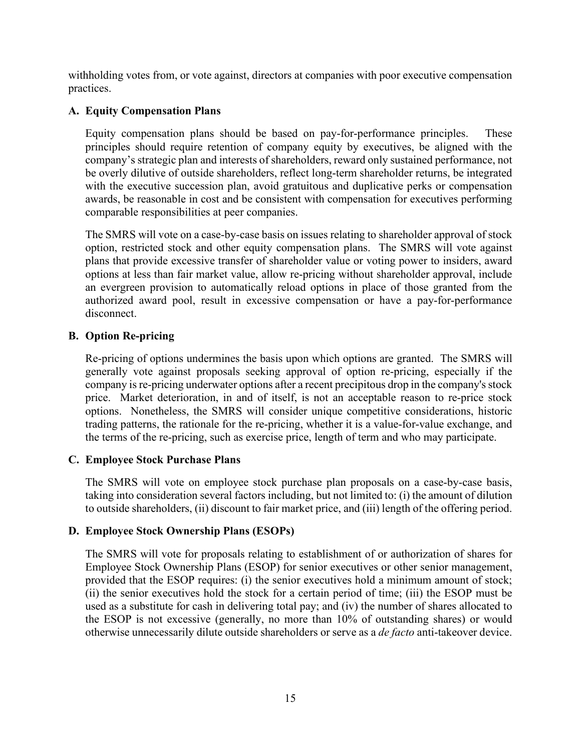withholding votes from, or vote against, directors at companies with poor executive compensation practices.

### A. Equity Compensation Plans

Equity compensation plans should be based on pay-for-performance principles. These principles should require retention of company equity by executives, be aligned with the company's strategic plan and interests of shareholders, reward only sustained performance, not be overly dilutive of outside shareholders, reflect long-term shareholder returns, be integrated with the executive succession plan, avoid gratuitous and duplicative perks or compensation awards, be reasonable in cost and be consistent with compensation for executives performing comparable responsibilities at peer companies.

The SMRS will vote on a case-by-case basis on issues relating to shareholder approval of stock option, restricted stock and other equity compensation plans. The SMRS will vote against plans that provide excessive transfer of shareholder value or voting power to insiders, award options at less than fair market value, allow re-pricing without shareholder approval, include an evergreen provision to automatically reload options in place of those granted from the authorized award pool, result in excessive compensation or have a pay-for-performance disconnect.

### B. Option Re-pricing

Re-pricing of options undermines the basis upon which options are granted. The SMRS will generally vote against proposals seeking approval of option re-pricing, especially if the company is re-pricing underwater options after a recent precipitous drop in the company's stock price. Market deterioration, in and of itself, is not an acceptable reason to re-price stock options. Nonetheless, the SMRS will consider unique competitive considerations, historic trading patterns, the rationale for the re-pricing, whether it is a value-for-value exchange, and the terms of the re-pricing, such as exercise price, length of term and who may participate.

### C. Employee Stock Purchase Plans

The SMRS will vote on employee stock purchase plan proposals on a case-by-case basis, taking into consideration several factors including, but not limited to: (i) the amount of dilution to outside shareholders, (ii) discount to fair market price, and (iii) length of the offering period.

### D. Employee Stock Ownership Plans (ESOPs)

The SMRS will vote for proposals relating to establishment of or authorization of shares for Employee Stock Ownership Plans (ESOP) for senior executives or other senior management, provided that the ESOP requires: (i) the senior executives hold a minimum amount of stock; (ii) the senior executives hold the stock for a certain period of time; (iii) the ESOP must be used as a substitute for cash in delivering total pay; and (iv) the number of shares allocated to the ESOP is not excessive (generally, no more than 10% of outstanding shares) or would otherwise unnecessarily dilute outside shareholders or serve as a *de facto* anti-takeover device.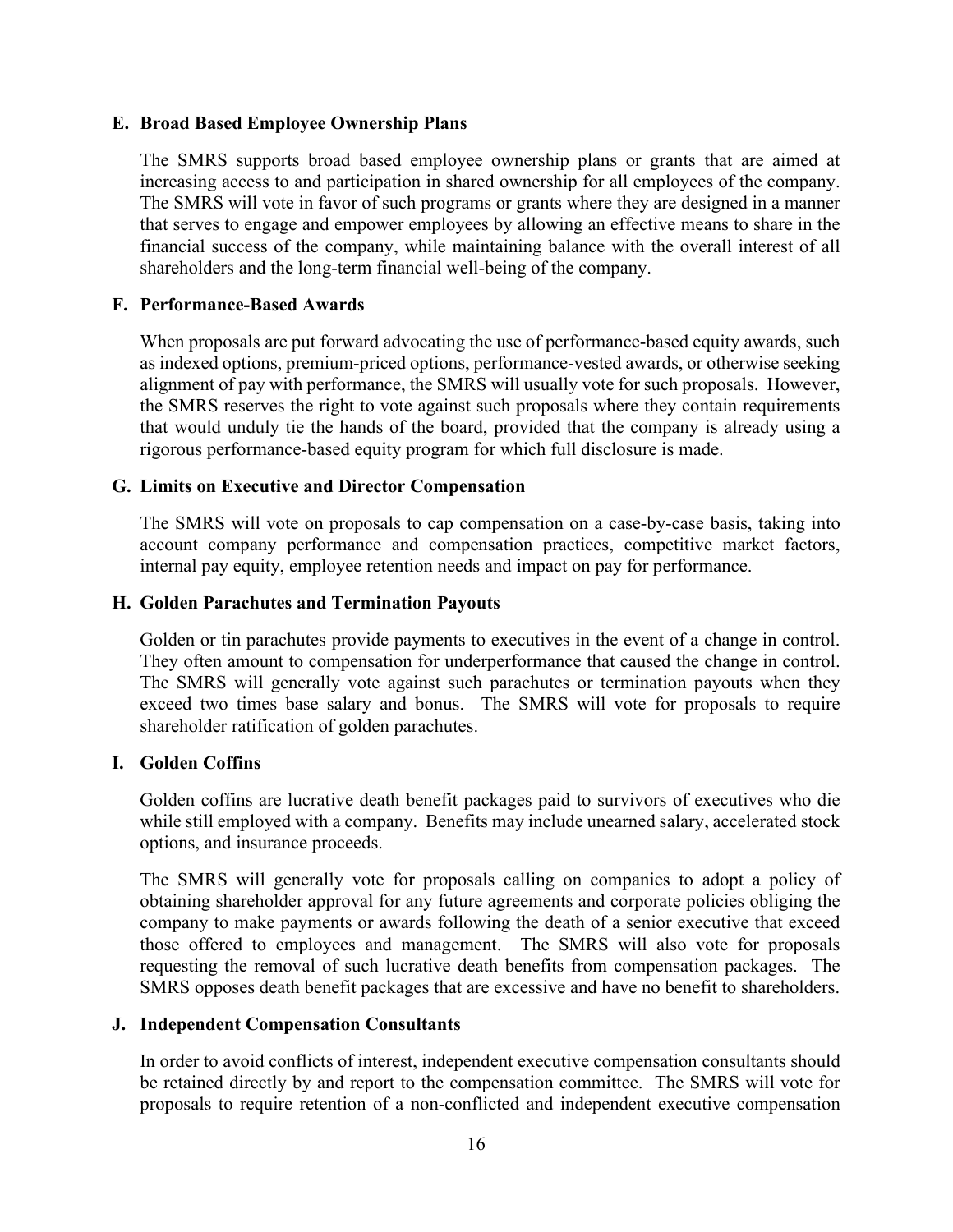### E. Broad Based Employee Ownership Plans

The SMRS supports broad based employee ownership plans or grants that are aimed at increasing access to and participation in shared ownership for all employees of the company. The SMRS will vote in favor of such programs or grants where they are designed in a manner that serves to engage and empower employees by allowing an effective means to share in the financial success of the company, while maintaining balance with the overall interest of all shareholders and the long-term financial well-being of the company.

### F. Performance-Based Awards

When proposals are put forward advocating the use of performance-based equity awards, such as indexed options, premium-priced options, performance-vested awards, or otherwise seeking alignment of pay with performance, the SMRS will usually vote for such proposals. However, the SMRS reserves the right to vote against such proposals where they contain requirements that would unduly tie the hands of the board, provided that the company is already using a rigorous performance-based equity program for which full disclosure is made.

### G. Limits on Executive and Director Compensation

The SMRS will vote on proposals to cap compensation on a case-by-case basis, taking into account company performance and compensation practices, competitive market factors, internal pay equity, employee retention needs and impact on pay for performance.

### H. Golden Parachutes and Termination Payouts

Golden or tin parachutes provide payments to executives in the event of a change in control. They often amount to compensation for underperformance that caused the change in control. The SMRS will generally vote against such parachutes or termination payouts when they exceed two times base salary and bonus. The SMRS will vote for proposals to require shareholder ratification of golden parachutes.

### I. Golden Coffins

Golden coffins are lucrative death benefit packages paid to survivors of executives who die while still employed with a company. Benefits may include unearned salary, accelerated stock options, and insurance proceeds.

The SMRS will generally vote for proposals calling on companies to adopt a policy of obtaining shareholder approval for any future agreements and corporate policies obliging the company to make payments or awards following the death of a senior executive that exceed those offered to employees and management. The SMRS will also vote for proposals requesting the removal of such lucrative death benefits from compensation packages. The SMRS opposes death benefit packages that are excessive and have no benefit to shareholders.

### J. Independent Compensation Consultants

In order to avoid conflicts of interest, independent executive compensation consultants should be retained directly by and report to the compensation committee. The SMRS will vote for proposals to require retention of a non-conflicted and independent executive compensation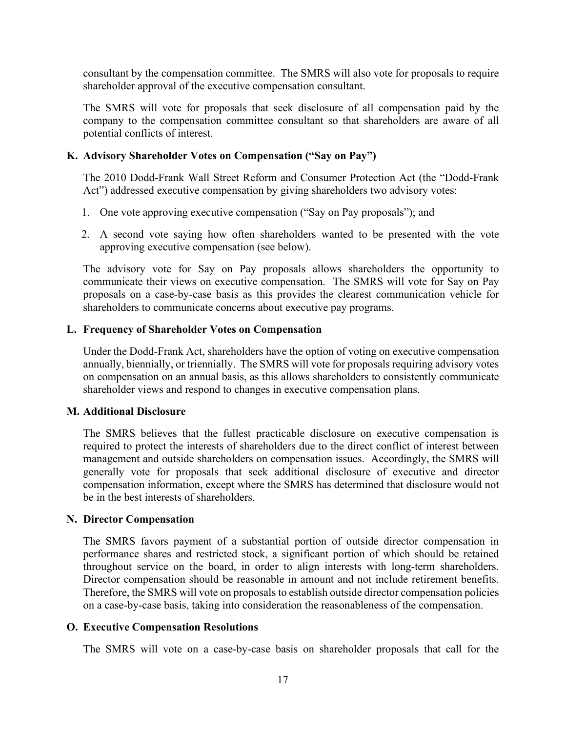consultant by the compensation committee. The SMRS will also vote for proposals to require shareholder approval of the executive compensation consultant.

The SMRS will vote for proposals that seek disclosure of all compensation paid by the company to the compensation committee consultant so that shareholders are aware of all potential conflicts of interest.

### K. Advisory Shareholder Votes on Compensation ("Say on Pay")

The 2010 Dodd-Frank Wall Street Reform and Consumer Protection Act (the "Dodd-Frank Act") addressed executive compensation by giving shareholders two advisory votes:

1. One vote approving executive compensation ("Say on Pay proposals"); and
2. A second vote saying how often shareholders wanted to be presented with the vote approving executive compensation (see below).

The advisory vote for Say on Pay proposals allows shareholders the opportunity to communicate their views on executive compensation. The SMRS will vote for Say on Pay proposals on a case-by-case basis as this provides the clearest communication vehicle for shareholders to communicate concerns about executive pay programs.

### L. Frequency of Shareholder Votes on Compensation

Under the Dodd-Frank Act, shareholders have the option of voting on executive compensation annually, biennially, or triennially. The SMRS will vote for proposals requiring advisory votes on compensation on an annual basis, as this allows shareholders to consistently communicate shareholder views and respond to changes in executive compensation plans.

### M. Additional Disclosure

The SMRS believes that the fullest practicable disclosure on executive compensation is required to protect the interests of shareholders due to the direct conflict of interest between management and outside shareholders on compensation issues. Accordingly, the SMRS will generally vote for proposals that seek additional disclosure of executive and director compensation information, except where the SMRS has determined that disclosure would not be in the best interests of shareholders.

### N. Director Compensation

The SMRS favors payment of a substantial portion of outside director compensation in performance shares and restricted stock, a significant portion of which should be retained throughout service on the board, in order to align interests with long-term shareholders. Director compensation should be reasonable in amount and not include retirement benefits. Therefore, the SMRS will vote on proposals to establish outside director compensation policies on a case-by-case basis, taking into consideration the reasonableness of the compensation.

### O. Executive Compensation Resolutions

The SMRS will vote on a case-by-case basis on shareholder proposals that call for the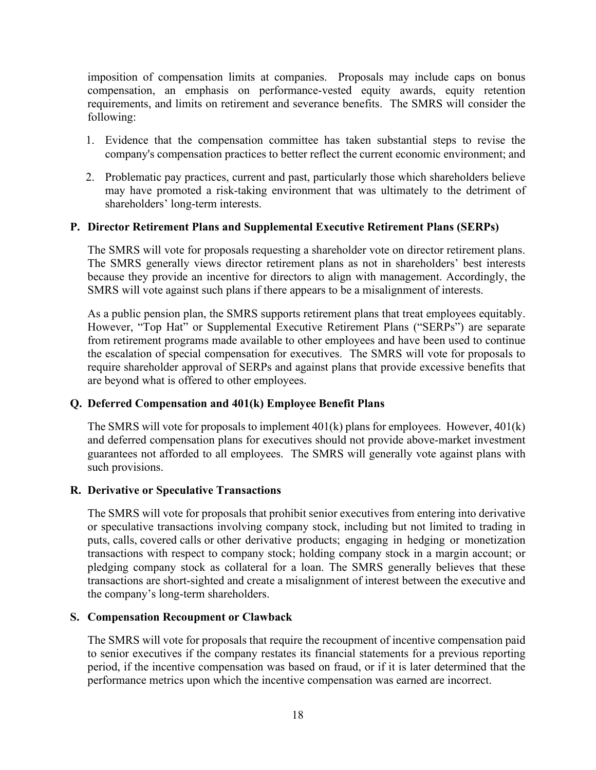imposition of compensation limits at companies. Proposals may include caps on bonus compensation, an emphasis on performance-vested equity awards, equity retention requirements, and limits on retirement and severance benefits. The SMRS will consider the following:

1. Evidence that the compensation committee has taken substantial steps to revise the company's compensation practices to better reflect the current economic environment; and
2. Problematic pay practices, current and past, particularly those which shareholders believe may have promoted a risk-taking environment that was ultimately to the detriment of shareholders' long-term interests.

### P. Director Retirement Plans and Supplemental Executive Retirement Plans (SERPs)

The SMRS will vote for proposals requesting a shareholder vote on director retirement plans. The SMRS generally views director retirement plans as not in shareholders' best interests because they provide an incentive for directors to align with management. Accordingly, the SMRS will vote against such plans if there appears to be a misalignment of interests.

As a public pension plan, the SMRS supports retirement plans that treat employees equitably. However, "Top Hat" or Supplemental Executive Retirement Plans ("SERPs") are separate from retirement programs made available to other employees and have been used to continue the escalation of special compensation for executives. The SMRS will vote for proposals to require shareholder approval of SERPs and against plans that provide excessive benefits that are beyond what is offered to other employees.

### Q. Deferred Compensation and 401(k) Employee Benefit Plans

The SMRS will vote for proposals to implement 401(k) plans for employees. However, 401(k) and deferred compensation plans for executives should not provide above-market investment guarantees not afforded to all employees. The SMRS will generally vote against plans with such provisions.

### R. Derivative or Speculative Transactions

The SMRS will vote for proposals that prohibit senior executives from entering into derivative or speculative transactions involving company stock, including but not limited to trading in puts, calls, covered calls or other derivative products; engaging in hedging or monetization transactions with respect to company stock; holding company stock in a margin account; or pledging company stock as collateral for a loan. The SMRS generally believes that these transactions are short-sighted and create a misalignment of interest between the executive and the company's long-term shareholders.

### S. Compensation Recoupment or Clawback

The SMRS will vote for proposals that require the recoupment of incentive compensation paid to senior executives if the company restates its financial statements for a previous reporting period, if the incentive compensation was based on fraud, or if it is later determined that the performance metrics upon which the incentive compensation was earned are incorrect.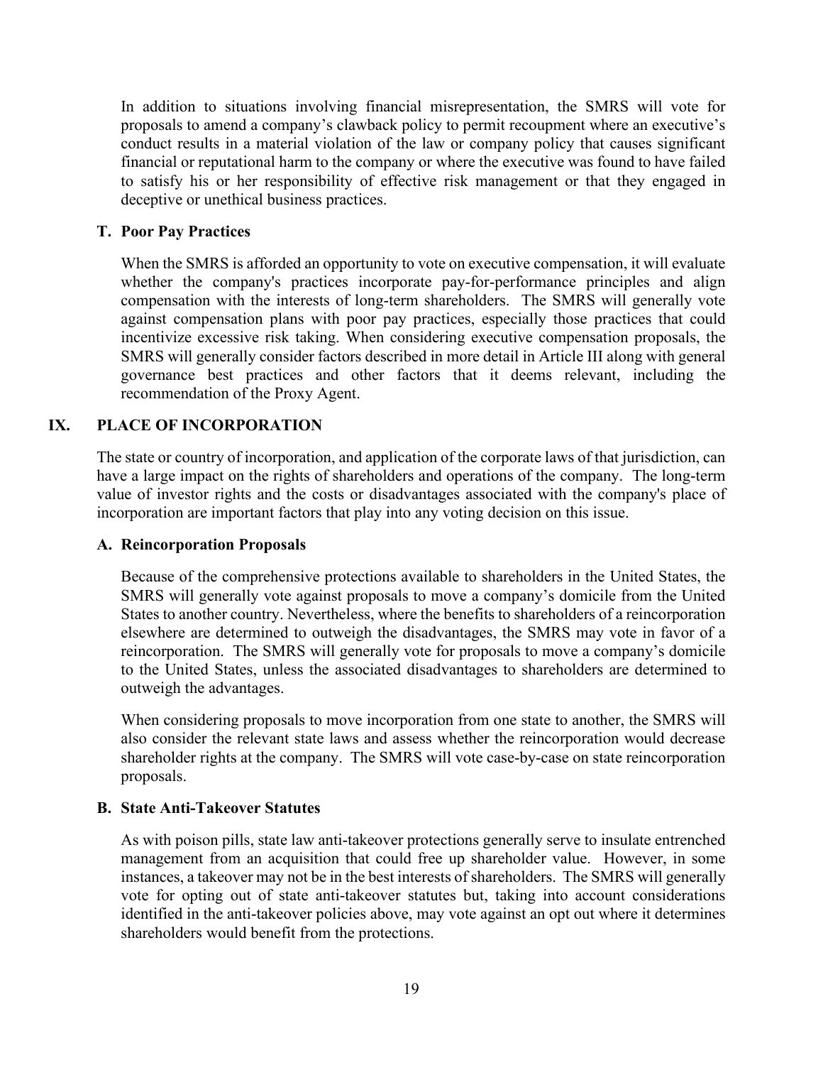In addition to situations involving financial misrepresentation, the SMRS will vote for proposals to amend a company's clawback policy to permit recoupment where an executive's conduct results in a material violation of the law or company policy that causes significant financial or reputational harm to the company or where the executive was found to have failed to satisfy his or her responsibility of effective risk management or that they engaged in deceptive or unethical business practices.

### T. Poor Pay Practices

When the SMRS is afforded an opportunity to vote on executive compensation, it will evaluate whether the company's practices incorporate pay-for-performance principles and align compensation with the interests of long-term shareholders. The SMRS will generally vote against compensation plans with poor pay practices, especially those practices that could incentivize excessive risk taking. When considering executive compensation proposals, the SMRS will generally consider factors described in more detail in Article III along with general governance best practices and other factors that it deems relevant, including the recommendation of the Proxy Agent.

## IX. PLACE OF INCORPORATION

The state or country of incorporation, and application of the corporate laws of that jurisdiction, can have a large impact on the rights of shareholders and operations of the company. The long-term value of investor rights and the costs or disadvantages associated with the company's place of incorporation are important factors that play into any voting decision on this issue.

### A. Reincorporation Proposals

Because of the comprehensive protections available to shareholders in the United States, the SMRS will generally vote against proposals to move a company's domicile from the United States to another country. Nevertheless, where the benefits to shareholders of a reincorporation elsewhere are determined to outweigh the disadvantages, the SMRS may vote in favor of a reincorporation. The SMRS will generally vote for proposals to move a company's domicile to the United States, unless the associated disadvantages to shareholders are determined to outweigh the advantages.

When considering proposals to move incorporation from one state to another, the SMRS will also consider the relevant state laws and assess whether the reincorporation would decrease shareholder rights at the company. The SMRS will vote case-by-case on state reincorporation proposals.

### B. State Anti-Takeover Statutes

As with poison pills, state law anti-takeover protections generally serve to insulate entrenched management from an acquisition that could free up shareholder value. However, in some instances, a takeover may not be in the best interests of shareholders. The SMRS will generally vote for opting out of state anti-takeover statutes but, taking into account considerations identified in the anti-takeover policies above, may vote against an opt out where it determines shareholders would benefit from the protections.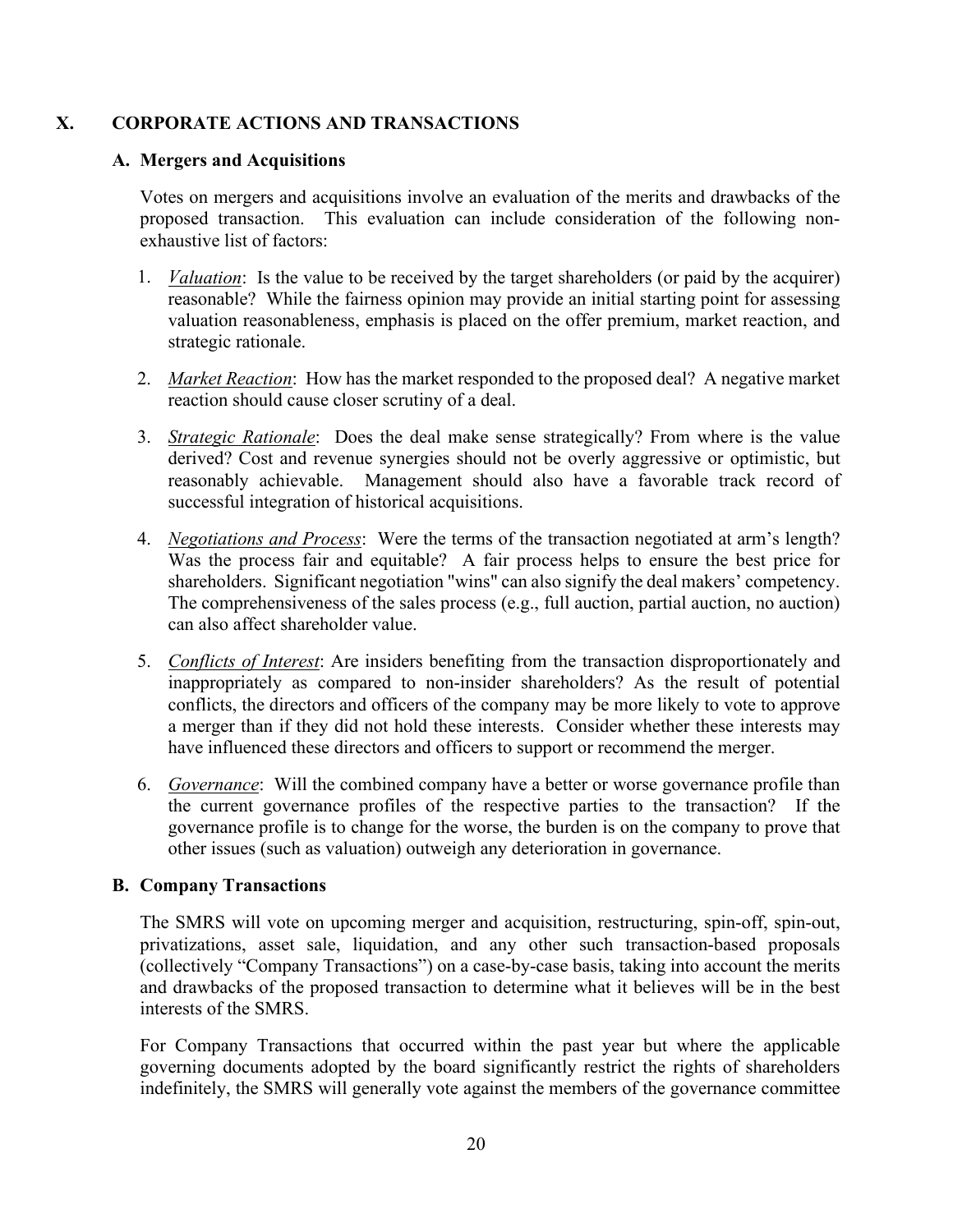# X. CORPORATE ACTIONS AND TRANSACTIONS

## A. Mergers and Acquisitions

Votes on mergers and acquisitions involve an evaluation of the merits and drawbacks of the proposed transaction. This evaluation can include consideration of the following non-exhaustive list of factors:

1. *Valuation*: Is the value to be received by the target shareholders (or paid by the acquirer) reasonable? While the fairness opinion may provide an initial starting point for assessing valuation reasonableness, emphasis is placed on the offer premium, market reaction, and strategic rationale.

2. *Market Reaction*: How has the market responded to the proposed deal? A negative market reaction should cause closer scrutiny of a deal.

3. *Strategic Rationale*: Does the deal make sense strategically? From where is the value derived? Cost and revenue synergies should not be overly aggressive or optimistic, but reasonably achievable. Management should also have a favorable track record of successful integration of historical acquisitions.

4. *Negotiations and Process*: Were the terms of the transaction negotiated at arm's length? Was the process fair and equitable? A fair process helps to ensure the best price for shareholders. Significant negotiation "wins" can also signify the deal makers' competency. The comprehensiveness of the sales process (e.g., full auction, partial auction, no auction) can also affect shareholder value.

5. *Conflicts of Interest*: Are insiders benefiting from the transaction disproportionately and inappropriately as compared to non-insider shareholders? As the result of potential conflicts, the directors and officers of the company may be more likely to vote to approve a merger than if they did not hold these interests. Consider whether these interests may have influenced these directors and officers to support or recommend the merger.

6. *Governance*: Will the combined company have a better or worse governance profile than the current governance profiles of the respective parties to the transaction? If the governance profile is to change for the worse, the burden is on the company to prove that other issues (such as valuation) outweigh any deterioration in governance.

## B. Company Transactions

The SMRS will vote on upcoming merger and acquisition, restructuring, spin-off, spin-out, privatizations, asset sale, liquidation, and any other such transaction-based proposals (collectively "Company Transactions") on a case-by-case basis, taking into account the merits and drawbacks of the proposed transaction to determine what it believes will be in the best interests of the SMRS.

For Company Transactions that occurred within the past year but where the applicable governing documents adopted by the board significantly restrict the rights of shareholders indefinitely, the SMRS will generally vote against the members of the governance committee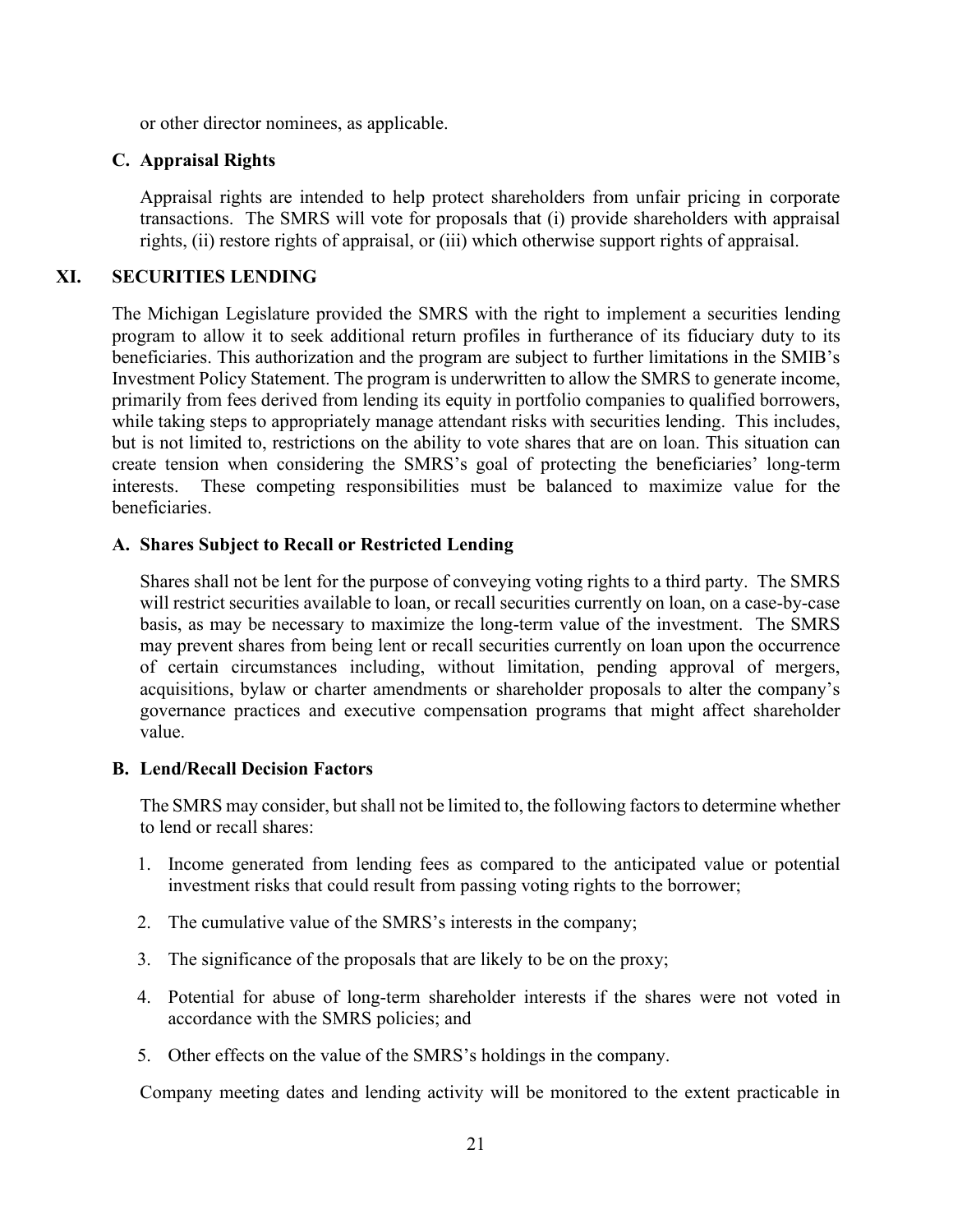or other director nominees, as applicable.

### C. Appraisal Rights

Appraisal rights are intended to help protect shareholders from unfair pricing in corporate transactions. The SMRS will vote for proposals that (i) provide shareholders with appraisal rights, (ii) restore rights of appraisal, or (iii) which otherwise support rights of appraisal.

## XI. SECURITIES LENDING

The Michigan Legislature provided the SMRS with the right to implement a securities lending program to allow it to seek additional return profiles in furtherance of its fiduciary duty to its beneficiaries. This authorization and the program are subject to further limitations in the SMIB's Investment Policy Statement. The program is underwritten to allow the SMRS to generate income, primarily from fees derived from lending its equity in portfolio companies to qualified borrowers, while taking steps to appropriately manage attendant risks with securities lending. This includes, but is not limited to, restrictions on the ability to vote shares that are on loan. This situation can create tension when considering the SMRS's goal of protecting the beneficiaries' long-term interests. These competing responsibilities must be balanced to maximize value for the beneficiaries.

### A. Shares Subject to Recall or Restricted Lending

Shares shall not be lent for the purpose of conveying voting rights to a third party. The SMRS will restrict securities available to loan, or recall securities currently on loan, on a case-by-case basis, as may be necessary to maximize the long-term value of the investment. The SMRS may prevent shares from being lent or recall securities currently on loan upon the occurrence of certain circumstances including, without limitation, pending approval of mergers, acquisitions, bylaw or charter amendments or shareholder proposals to alter the company's governance practices and executive compensation programs that might affect shareholder value.

### B. Lend/Recall Decision Factors

The SMRS may consider, but shall not be limited to, the following factors to determine whether to lend or recall shares:

1. Income generated from lending fees as compared to the anticipated value or potential investment risks that could result from passing voting rights to the borrower;
2. The cumulative value of the SMRS's interests in the company;
3. The significance of the proposals that are likely to be on the proxy;
4. Potential for abuse of long-term shareholder interests if the shares were not voted in accordance with the SMRS policies; and
5. Other effects on the value of the SMRS's holdings in the company.

Company meeting dates and lending activity will be monitored to the extent practicable in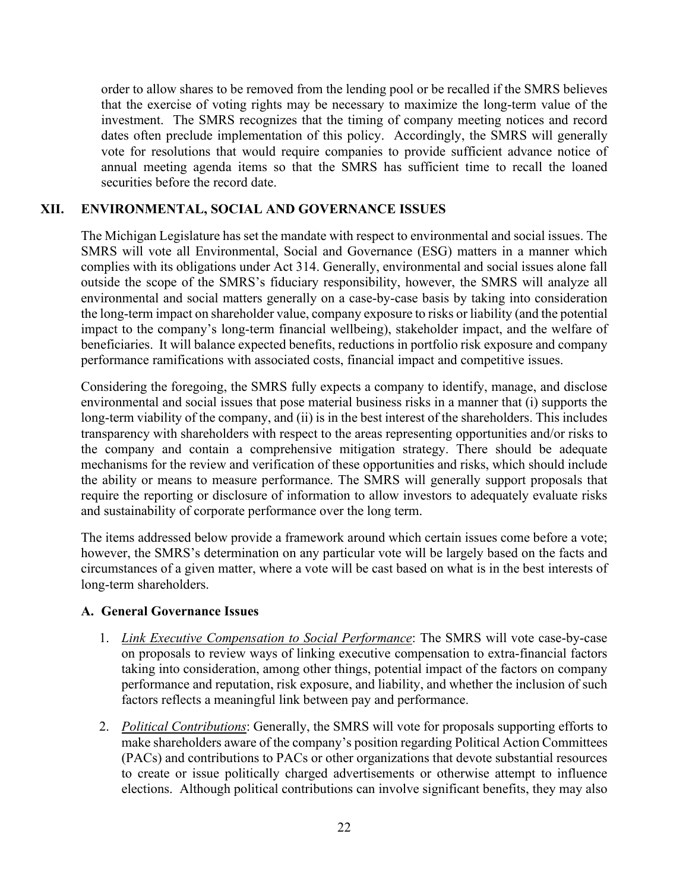order to allow shares to be removed from the lending pool or be recalled if the SMRS believes that the exercise of voting rights may be necessary to maximize the long-term value of the investment. The SMRS recognizes that the timing of company meeting notices and record dates often preclude implementation of this policy. Accordingly, the SMRS will generally vote for resolutions that would require companies to provide sufficient advance notice of annual meeting agenda items so that the SMRS has sufficient time to recall the loaned securities before the record date.

## XII. ENVIRONMENTAL, SOCIAL AND GOVERNANCE ISSUES

The Michigan Legislature has set the mandate with respect to environmental and social issues. The SMRS will vote all Environmental, Social and Governance (ESG) matters in a manner which complies with its obligations under Act 314. Generally, environmental and social issues alone fall outside the scope of the SMRS's fiduciary responsibility, however, the SMRS will analyze all environmental and social matters generally on a case-by-case basis by taking into consideration the long-term impact on shareholder value, company exposure to risks or liability (and the potential impact to the company's long-term financial wellbeing), stakeholder impact, and the welfare of beneficiaries. It will balance expected benefits, reductions in portfolio risk exposure and company performance ramifications with associated costs, financial impact and competitive issues.

Considering the foregoing, the SMRS fully expects a company to identify, manage, and disclose environmental and social issues that pose material business risks in a manner that (i) supports the long-term viability of the company, and (ii) is in the best interest of the shareholders. This includes transparency with shareholders with respect to the areas representing opportunities and/or risks to the company and contain a comprehensive mitigation strategy. There should be adequate mechanisms for the review and verification of these opportunities and risks, which should include the ability or means to measure performance. The SMRS will generally support proposals that require the reporting or disclosure of information to allow investors to adequately evaluate risks and sustainability of corporate performance over the long term.

The items addressed below provide a framework around which certain issues come before a vote; however, the SMRS's determination on any particular vote will be largely based on the facts and circumstances of a given matter, where a vote will be cast based on what is in the best interests of long-term shareholders.

### A. General Governance Issues

1. *Link Executive Compensation to Social Performance*: The SMRS will vote case-by-case on proposals to review ways of linking executive compensation to extra-financial factors taking into consideration, among other things, potential impact of the factors on company performance and reputation, risk exposure, and liability, and whether the inclusion of such factors reflects a meaningful link between pay and performance.

2. *Political Contributions*: Generally, the SMRS will vote for proposals supporting efforts to make shareholders aware of the company's position regarding Political Action Committees (PACs) and contributions to PACs or other organizations that devote substantial resources to create or issue politically charged advertisements or otherwise attempt to influence elections. Although political contributions can involve significant benefits, they may also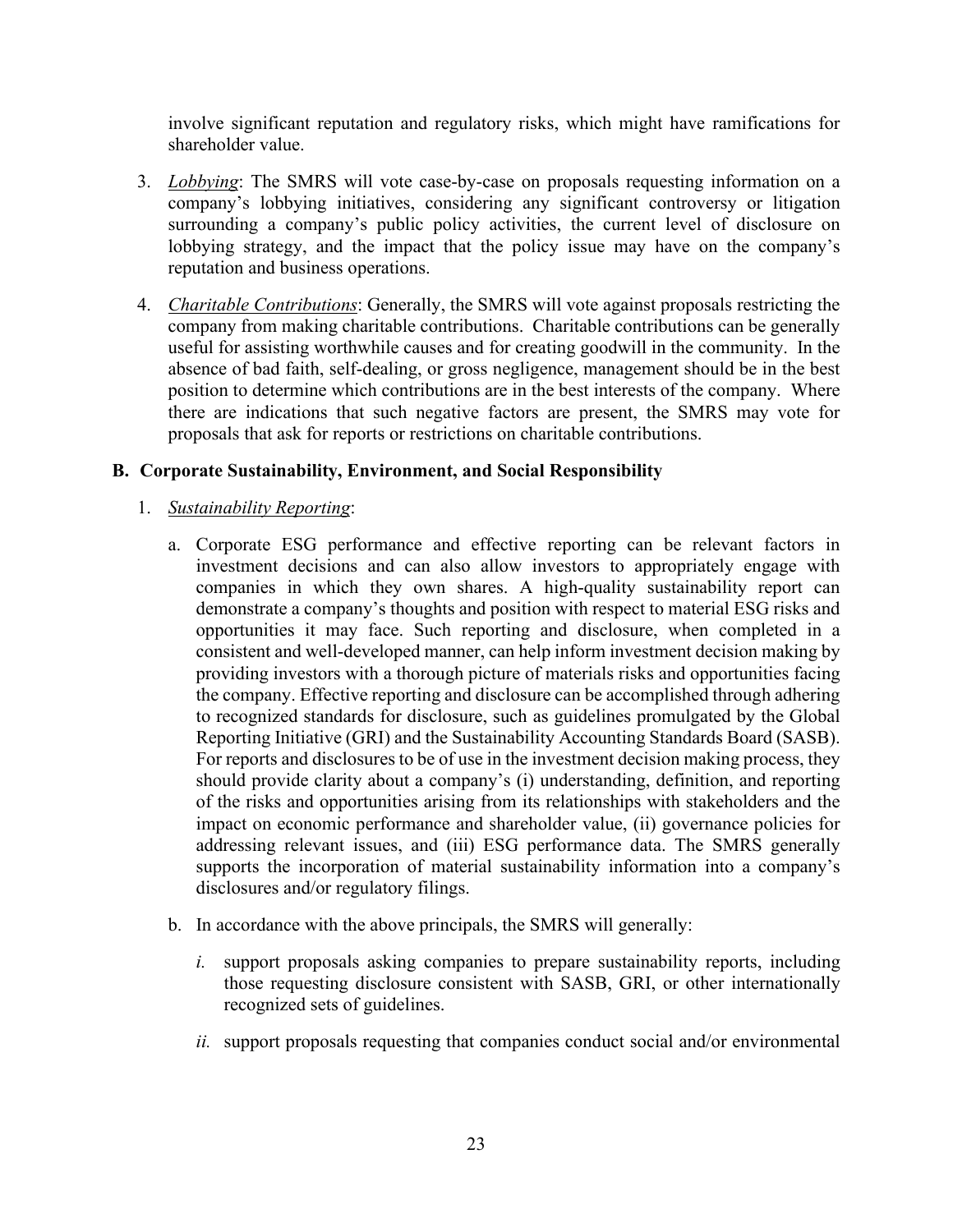involve significant reputation and regulatory risks, which might have ramifications for shareholder value.

3. *Lobbying*: The SMRS will vote case-by-case on proposals requesting information on a company's lobbying initiatives, considering any significant controversy or litigation surrounding a company's public policy activities, the current level of disclosure on lobbying strategy, and the impact that the policy issue may have on the company's reputation and business operations.

4. *Charitable Contributions*: Generally, the SMRS will vote against proposals restricting the company from making charitable contributions. Charitable contributions can be generally useful for assisting worthwhile causes and for creating goodwill in the community. In the absence of bad faith, self-dealing, or gross negligence, management should be in the best position to determine which contributions are in the best interests of the company. Where there are indications that such negative factors are present, the SMRS may vote for proposals that ask for reports or restrictions on charitable contributions.

## B. Corporate Sustainability, Environment, and Social Responsibility

1. *Sustainability Reporting*:

   a. Corporate ESG performance and effective reporting can be relevant factors in investment decisions and can also allow investors to appropriately engage with companies in which they own shares. A high-quality sustainability report can demonstrate a company's thoughts and position with respect to material ESG risks and opportunities it may face. Such reporting and disclosure, when completed in a consistent and well-developed manner, can help inform investment decision making by providing investors with a thorough picture of materials risks and opportunities facing the company. Effective reporting and disclosure can be accomplished through adhering to recognized standards for disclosure, such as guidelines promulgated by the Global Reporting Initiative (GRI) and the Sustainability Accounting Standards Board (SASB). For reports and disclosures to be of use in the investment decision making process, they should provide clarity about a company's (i) understanding, definition, and reporting of the risks and opportunities arising from its relationships with stakeholders and the impact on economic performance and shareholder value, (ii) governance policies for addressing relevant issues, and (iii) ESG performance data. The SMRS generally supports the incorporation of material sustainability information into a company's disclosures and/or regulatory filings.

   b. In accordance with the above principals, the SMRS will generally:

      *i.* support proposals asking companies to prepare sustainability reports, including those requesting disclosure consistent with SASB, GRI, or other internationally recognized sets of guidelines.

      *ii.* support proposals requesting that companies conduct social and/or environmental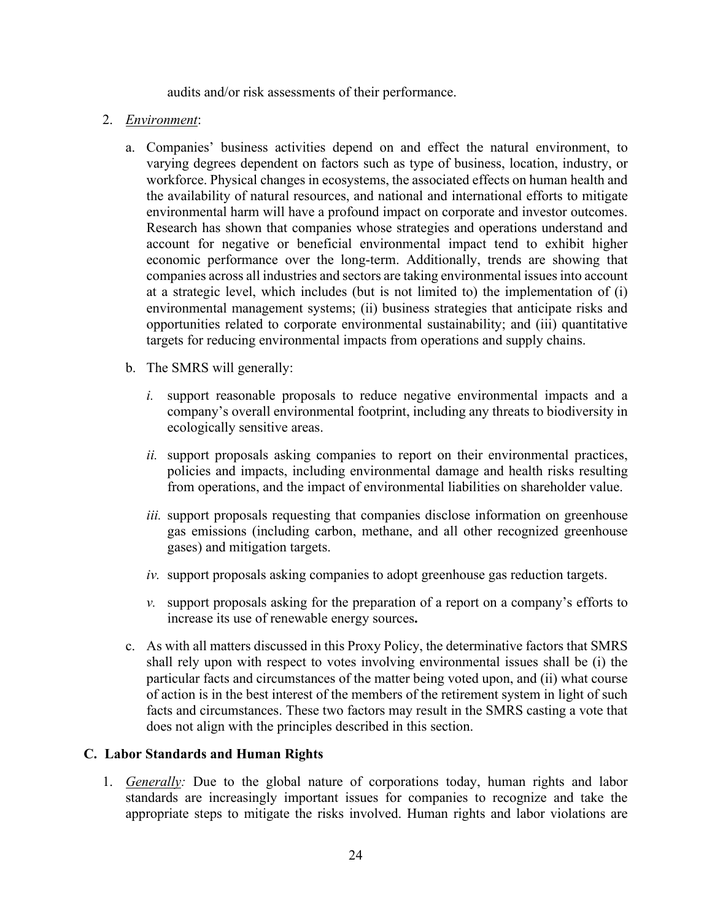audits and/or risk assessments of their performance.

2. *Environment*:

   a. Companies' business activities depend on and effect the natural environment, to varying degrees dependent on factors such as type of business, location, industry, or workforce. Physical changes in ecosystems, the associated effects on human health and the availability of natural resources, and national and international efforts to mitigate environmental harm will have a profound impact on corporate and investor outcomes. Research has shown that companies whose strategies and operations understand and account for negative or beneficial environmental impact tend to exhibit higher economic performance over the long-term. Additionally, trends are showing that companies across all industries and sectors are taking environmental issues into account at a strategic level, which includes (but is not limited to) the implementation of (i) environmental management systems; (ii) business strategies that anticipate risks and opportunities related to corporate environmental sustainability; and (iii) quantitative targets for reducing environmental impacts from operations and supply chains.

   b. The SMRS will generally:

      *i.* support reasonable proposals to reduce negative environmental impacts and a company's overall environmental footprint, including any threats to biodiversity in ecologically sensitive areas.

      *ii.* support proposals asking companies to report on their environmental practices, policies and impacts, including environmental damage and health risks resulting from operations, and the impact of environmental liabilities on shareholder value.

      *iii.* support proposals requesting that companies disclose information on greenhouse gas emissions (including carbon, methane, and all other recognized greenhouse gases) and mitigation targets.

      *iv.* support proposals asking companies to adopt greenhouse gas reduction targets.

      *v.* support proposals asking for the preparation of a report on a company's efforts to increase its use of renewable energy sources**.**

   c. As with all matters discussed in this Proxy Policy, the determinative factors that SMRS shall rely upon with respect to votes involving environmental issues shall be (i) the particular facts and circumstances of the matter being voted upon, and (ii) what course of action is in the best interest of the members of the retirement system in light of such facts and circumstances. These two factors may result in the SMRS casting a vote that does not align with the principles described in this section.

### C. Labor Standards and Human Rights

1. *Generally:* Due to the global nature of corporations today, human rights and labor standards are increasingly important issues for companies to recognize and take the appropriate steps to mitigate the risks involved. Human rights and labor violations are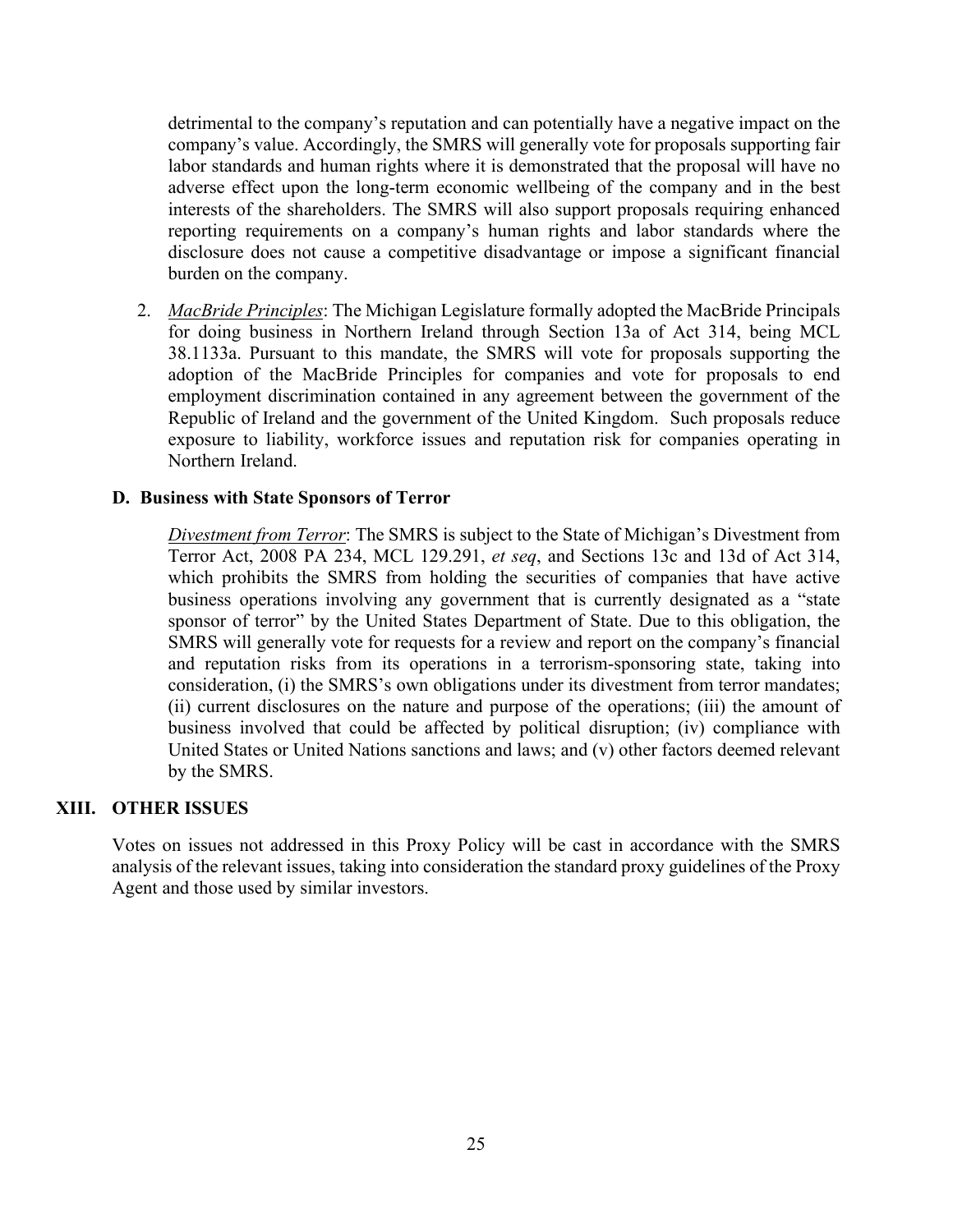detrimental to the company's reputation and can potentially have a negative impact on the company's value. Accordingly, the SMRS will generally vote for proposals supporting fair labor standards and human rights where it is demonstrated that the proposal will have no adverse effect upon the long-term economic wellbeing of the company and in the best interests of the shareholders. The SMRS will also support proposals requiring enhanced reporting requirements on a company's human rights and labor standards where the disclosure does not cause a competitive disadvantage or impose a significant financial burden on the company.

2. *MacBride Principles*: The Michigan Legislature formally adopted the MacBride Principals for doing business in Northern Ireland through Section 13a of Act 314, being MCL 38.1133a. Pursuant to this mandate, the SMRS will vote for proposals supporting the adoption of the MacBride Principles for companies and vote for proposals to end employment discrimination contained in any agreement between the government of the Republic of Ireland and the government of the United Kingdom. Such proposals reduce exposure to liability, workforce issues and reputation risk for companies operating in Northern Ireland.

### D. Business with State Sponsors of Terror

*Divestment from Terror*: The SMRS is subject to the State of Michigan's Divestment from Terror Act, 2008 PA 234, MCL 129.291, *et seq*, and Sections 13c and 13d of Act 314, which prohibits the SMRS from holding the securities of companies that have active business operations involving any government that is currently designated as a "state sponsor of terror" by the United States Department of State. Due to this obligation, the SMRS will generally vote for requests for a review and report on the company's financial and reputation risks from its operations in a terrorism-sponsoring state, taking into consideration, (i) the SMRS's own obligations under its divestment from terror mandates; (ii) current disclosures on the nature and purpose of the operations; (iii) the amount of business involved that could be affected by political disruption; (iv) compliance with United States or United Nations sanctions and laws; and (v) other factors deemed relevant by the SMRS.

## XIII. OTHER ISSUES

Votes on issues not addressed in this Proxy Policy will be cast in accordance with the SMRS analysis of the relevant issues, taking into consideration the standard proxy guidelines of the Proxy Agent and those used by similar investors.